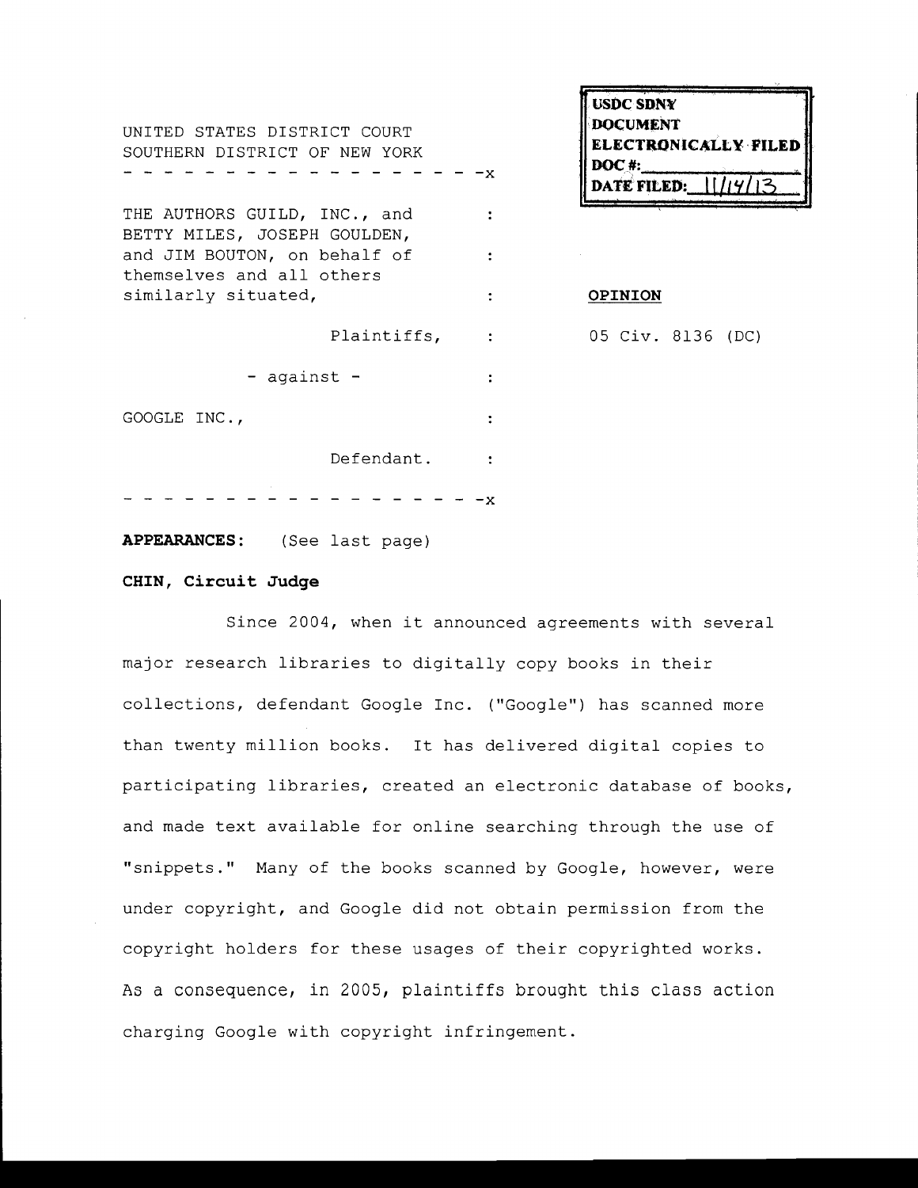USDC SDNY
DOCUMENT
ELECTRONICALLY FILED
DOC #: ______
DATE FILED: 11/14/13

UNITED STATES DISTRICT COURT
SOUTHERN DISTRICT OF NEW YORK

- - - - - - - - - - - - - - - - - - - -x

THE AUTHORS GUILD, INC., and BETTY MILES, JOSEPH GOULDEN, and JIM BOUTON, on behalf of themselves and all others similarly situated,

Plaintiffs,

- against -

GOOGLE INC.,

Defendant.

- - - - - - - - - - - - - - - - - - - -x

**OPINION**

05 Civ. 8136 (DC)

**APPEARANCES:** (See last page)

**CHIN, Circuit Judge**

Since 2004, when it announced agreements with several major research libraries to digitally copy books in their collections, defendant Google Inc. ("Google") has scanned more than twenty million books. It has delivered digital copies to participating libraries, created an electronic database of books, and made text available for online searching through the use of "snippets." Many of the books scanned by Google, however, were under copyright, and Google did not obtain permission from the copyright holders for these usages of their copyrighted works. As a consequence, in 2005, plaintiffs brought this class action charging Google with copyright infringement.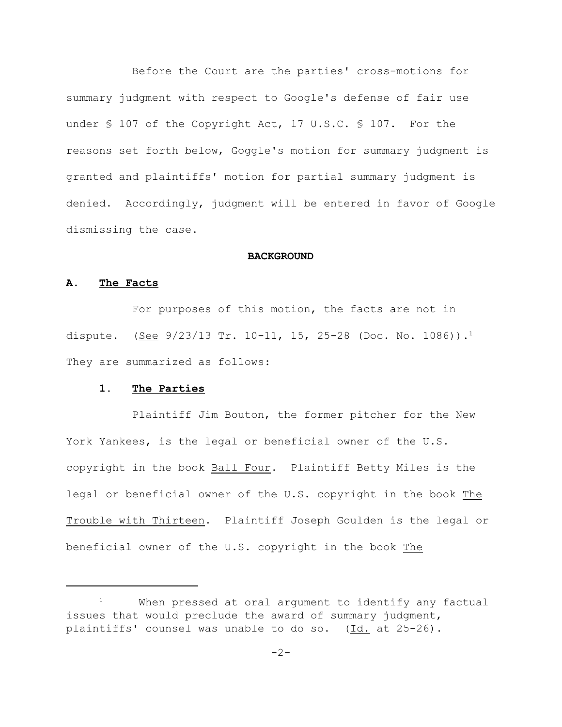Before the Court are the parties' cross-motions for summary judgment with respect to Google's defense of fair use under § 107 of the Copyright Act, 17 U.S.C. § 107. For the reasons set forth below, Goggle's motion for summary judgment is granted and plaintiffs' motion for partial summary judgment is denied. Accordingly, judgment will be entered in favor of Google dismissing the case.

## BACKGROUND

### A. The Facts

For purposes of this motion, the facts are not in dispute. (See 9/23/13 Tr. 10-11, 15, 25-28 (Doc. No. 1086)).[1] They are summarized as follows:

#### 1. The Parties

Plaintiff Jim Bouton, the former pitcher for the New York Yankees, is the legal or beneficial owner of the U.S. copyright in the book Ball Four. Plaintiff Betty Miles is the legal or beneficial owner of the U.S. copyright in the book The Trouble with Thirteen. Plaintiff Joseph Goulden is the legal or beneficial owner of the U.S. copyright in the book The

[1] When pressed at oral argument to identify any factual issues that would preclude the award of summary judgment, plaintiffs' counsel was unable to do so. (Id. at 25-26).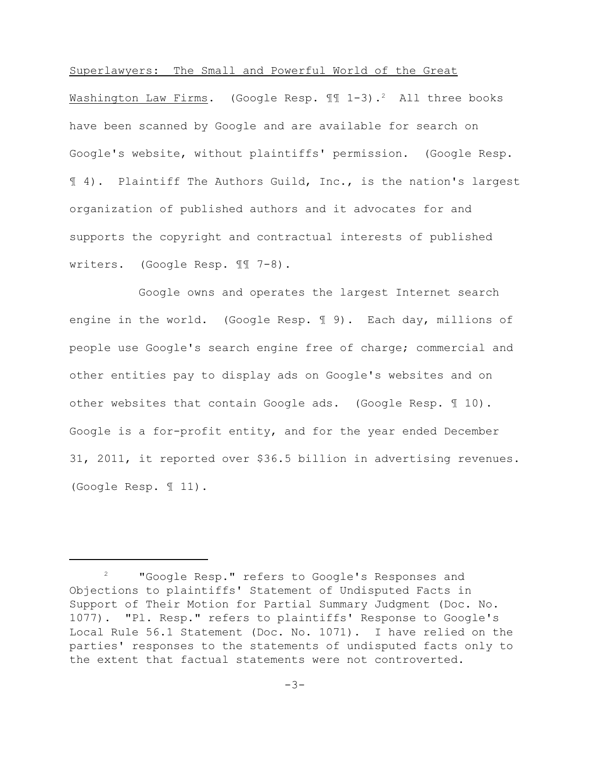Superlawyers: The Small and Powerful World of the Great Washington Law Firms. (Google Resp. ¶¶ 1-3).[2] All three books have been scanned by Google and are available for search on Google's website, without plaintiffs' permission. (Google Resp. ¶ 4). Plaintiff The Authors Guild, Inc., is the nation's largest organization of published authors and it advocates for and supports the copyright and contractual interests of published writers. (Google Resp. ¶¶ 7-8).

Google owns and operates the largest Internet search engine in the world. (Google Resp. ¶ 9). Each day, millions of people use Google's search engine free of charge; commercial and other entities pay to display ads on Google's websites and on other websites that contain Google ads. (Google Resp. ¶ 10). Google is a for-profit entity, and for the year ended December 31, 2011, it reported over $36.5 billion in advertising revenues. (Google Resp. ¶ 11).

---

[2] "Google Resp." refers to Google's Responses and Objections to plaintiffs' Statement of Undisputed Facts in Support of Their Motion for Partial Summary Judgment (Doc. No. 1077). "Pl. Resp." refers to plaintiffs' Response to Google's Local Rule 56.1 Statement (Doc. No. 1071). I have relied on the parties' responses to the statements of undisputed facts only to the extent that factual statements were not controverted.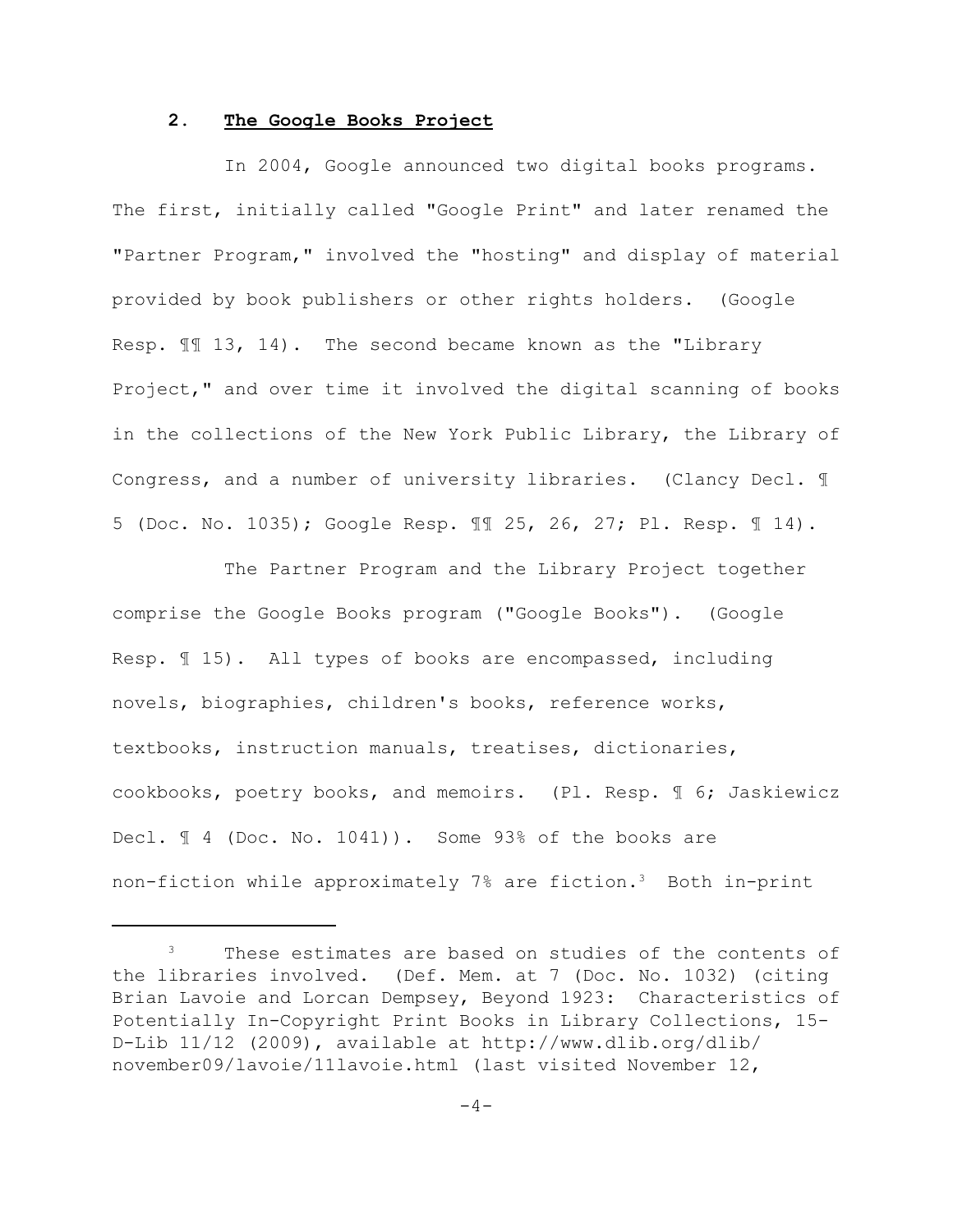## 2. The Google Books Project

In 2004, Google announced two digital books programs. The first, initially called "Google Print" and later renamed the "Partner Program," involved the "hosting" and display of material provided by book publishers or other rights holders. (Google Resp. ¶¶ 13, 14). The second became known as the "Library Project," and over time it involved the digital scanning of books in the collections of the New York Public Library, the Library of Congress, and a number of university libraries. (Clancy Decl. ¶ 5 (Doc. No. 1035); Google Resp. ¶¶ 25, 26, 27; Pl. Resp. ¶ 14).

The Partner Program and the Library Project together comprise the Google Books program ("Google Books"). (Google Resp. ¶ 15). All types of books are encompassed, including novels, biographies, children's books, reference works, textbooks, instruction manuals, treatises, dictionaries, cookbooks, poetry books, and memoirs. (Pl. Resp. ¶ 6; Jaskiewicz Decl. ¶ 4 (Doc. No. 1041)). Some 93% of the books are non-fiction while approximately 7% are fiction.[3] Both in-print

---

[3] These estimates are based on studies of the contents of the libraries involved. (Def. Mem. at 7 (Doc. No. 1032) (citing Brian Lavoie and Lorcan Dempsey, Beyond 1923: Characteristics of Potentially In-Copyright Print Books in Library Collections, 15-D-Lib 11/12 (2009), available at http://www.dlib.org/dlib/november09/lavoie/11lavoie.html (last visited November 12,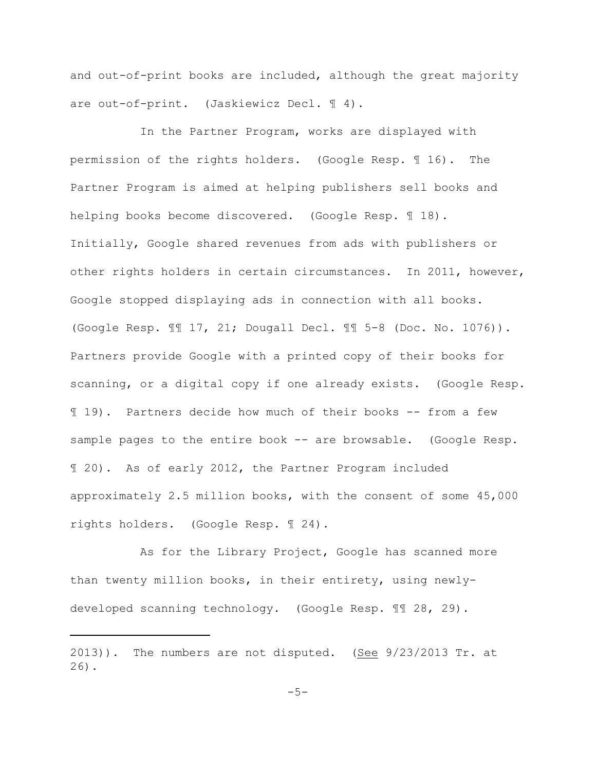and out-of-print books are included, although the great majority are out-of-print. (Jaskiewicz Decl. ¶ 4).

In the Partner Program, works are displayed with permission of the rights holders. (Google Resp. ¶ 16). The Partner Program is aimed at helping publishers sell books and helping books become discovered. (Google Resp. ¶ 18). Initially, Google shared revenues from ads with publishers or other rights holders in certain circumstances. In 2011, however, Google stopped displaying ads in connection with all books. (Google Resp. ¶¶ 17, 21; Dougall Decl. ¶¶ 5-8 (Doc. No. 1076)). Partners provide Google with a printed copy of their books for scanning, or a digital copy if one already exists. (Google Resp. ¶ 19). Partners decide how much of their books -- from a few sample pages to the entire book -- are browsable. (Google Resp. ¶ 20). As of early 2012, the Partner Program included approximately 2.5 million books, with the consent of some 45,000 rights holders. (Google Resp. ¶ 24).

As for the Library Project, Google has scanned more than twenty million books, in their entirety, using newly-developed scanning technology. (Google Resp. ¶¶ 28, 29).

---

2013)). The numbers are not disputed. (See 9/23/2013 Tr. at 26).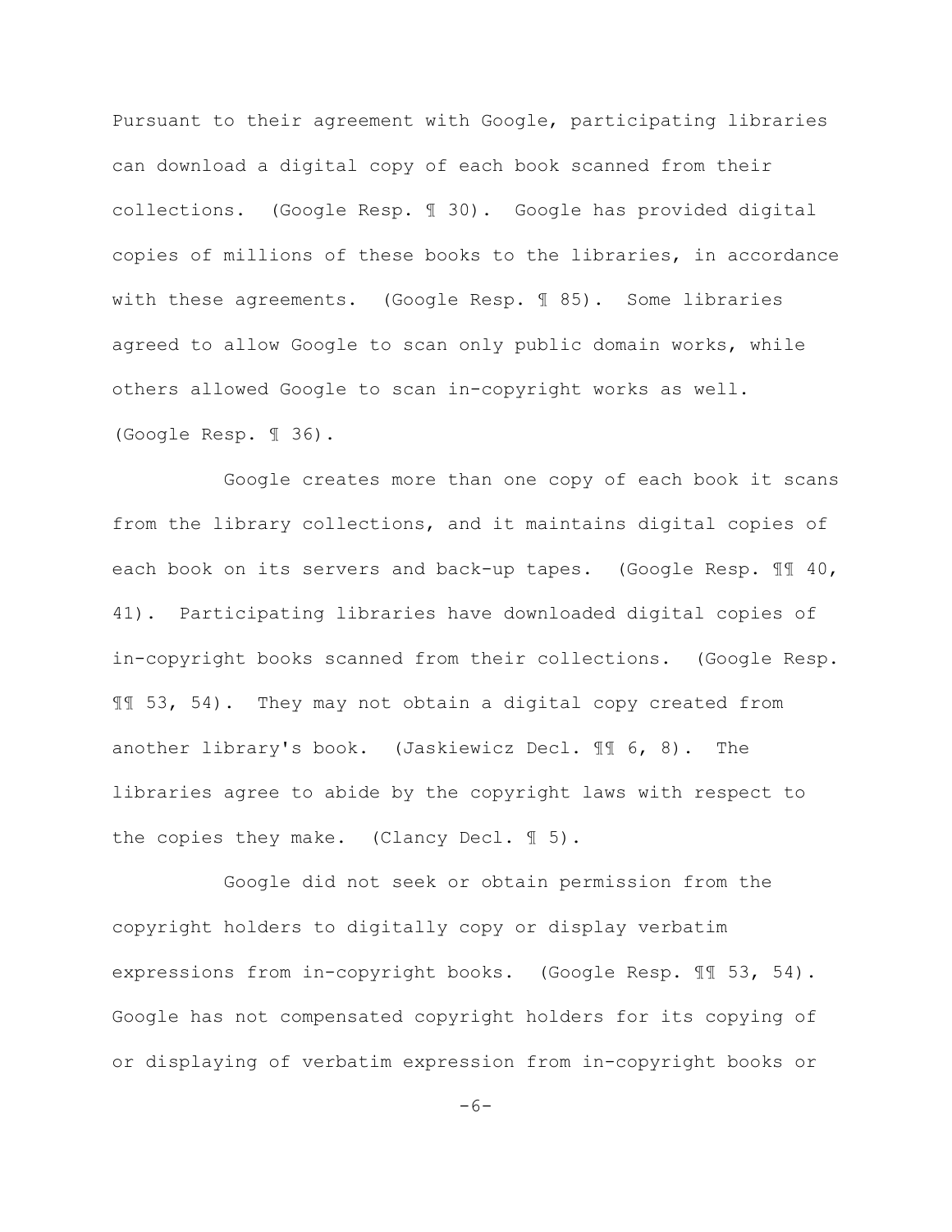Pursuant to their agreement with Google, participating libraries can download a digital copy of each book scanned from their collections. (Google Resp. ¶ 30). Google has provided digital copies of millions of these books to the libraries, in accordance with these agreements. (Google Resp. ¶ 85). Some libraries agreed to allow Google to scan only public domain works, while others allowed Google to scan in-copyright works as well. (Google Resp. ¶ 36).

Google creates more than one copy of each book it scans from the library collections, and it maintains digital copies of each book on its servers and back-up tapes. (Google Resp. ¶¶ 40, 41). Participating libraries have downloaded digital copies of in-copyright books scanned from their collections. (Google Resp. ¶¶ 53, 54). They may not obtain a digital copy created from another library's book. (Jaskiewicz Decl. ¶¶ 6, 8). The libraries agree to abide by the copyright laws with respect to the copies they make. (Clancy Decl. ¶ 5).

Google did not seek or obtain permission from the copyright holders to digitally copy or display verbatim expressions from in-copyright books. (Google Resp. ¶¶ 53, 54). Google has not compensated copyright holders for its copying of or displaying of verbatim expression from in-copyright books or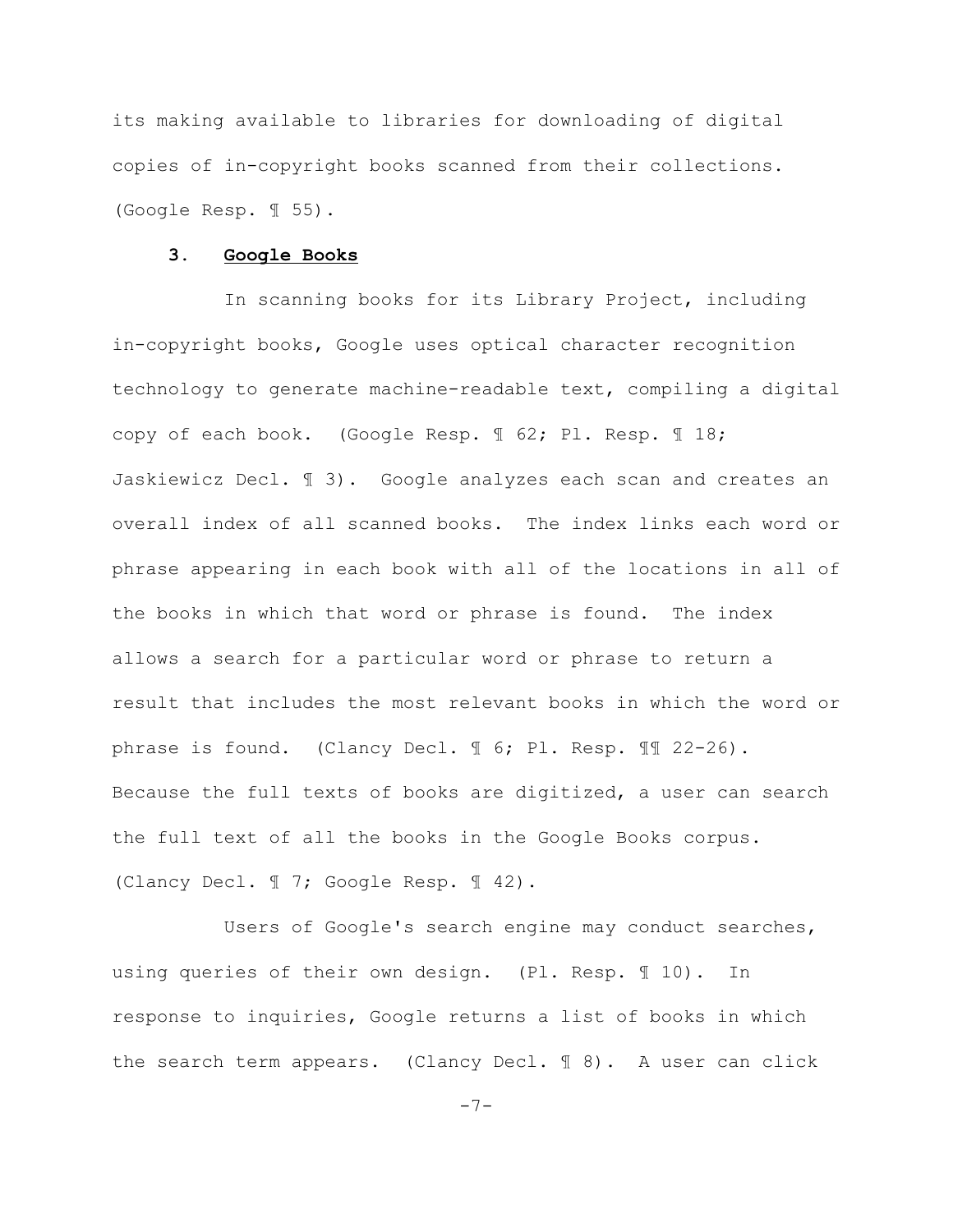its making available to libraries for downloading of digital copies of in-copyright books scanned from their collections. (Google Resp. ¶ 55).

### 3. **Google Books**

In scanning books for its Library Project, including in-copyright books, Google uses optical character recognition technology to generate machine-readable text, compiling a digital copy of each book. (Google Resp. ¶ 62; Pl. Resp. ¶ 18; Jaskiewicz Decl. ¶ 3). Google analyzes each scan and creates an overall index of all scanned books. The index links each word or phrase appearing in each book with all of the locations in all of the books in which that word or phrase is found. The index allows a search for a particular word or phrase to return a result that includes the most relevant books in which the word or phrase is found. (Clancy Decl. ¶ 6; Pl. Resp. ¶¶ 22-26). Because the full texts of books are digitized, a user can search the full text of all the books in the Google Books corpus. (Clancy Decl. ¶ 7; Google Resp. ¶ 42).

Users of Google's search engine may conduct searches, using queries of their own design. (Pl. Resp. ¶ 10). In response to inquiries, Google returns a list of books in which the search term appears. (Clancy Decl. ¶ 8). A user can click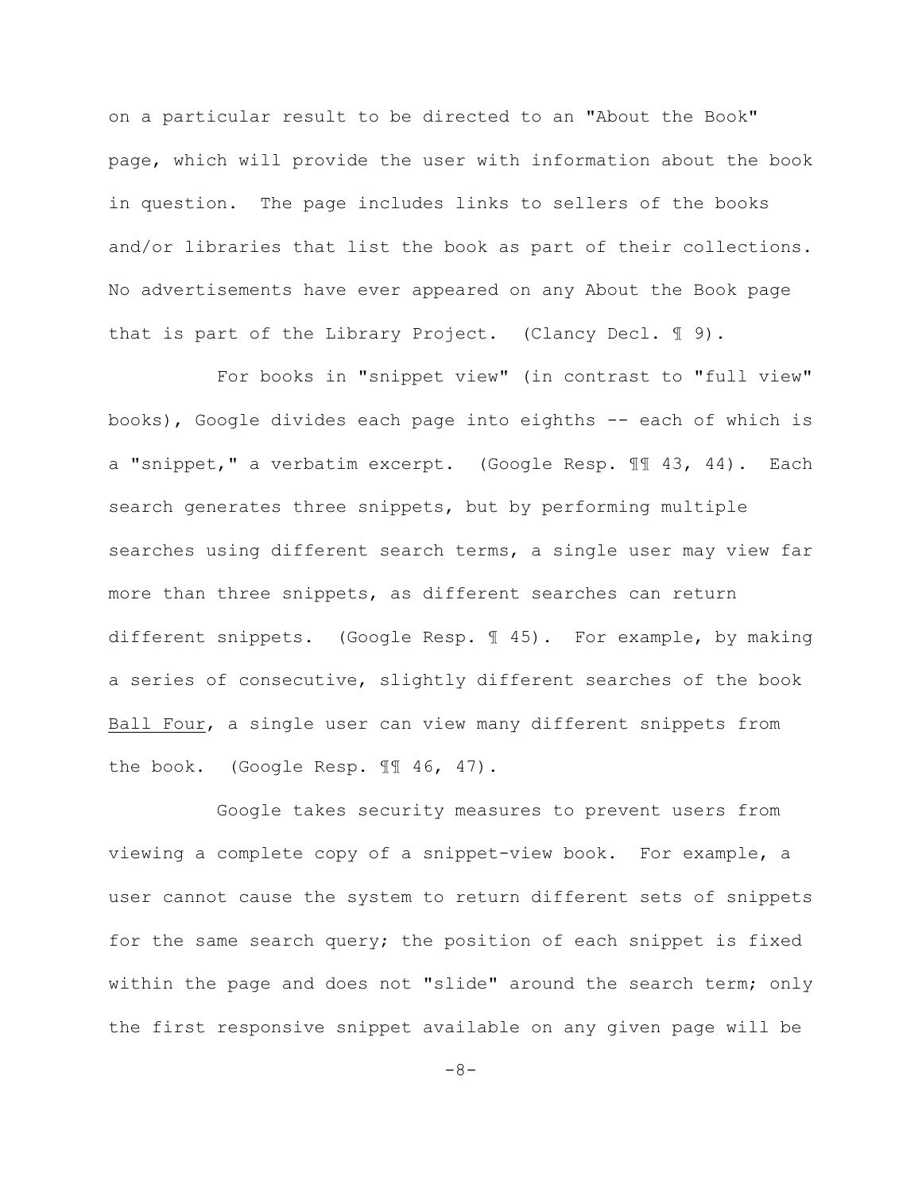on a particular result to be directed to an "About the Book" page, which will provide the user with information about the book in question. The page includes links to sellers of the books and/or libraries that list the book as part of their collections. No advertisements have ever appeared on any About the Book page that is part of the Library Project. (Clancy Decl. ¶ 9).

For books in "snippet view" (in contrast to "full view" books), Google divides each page into eighths -- each of which is a "snippet," a verbatim excerpt. (Google Resp. ¶¶ 43, 44). Each search generates three snippets, but by performing multiple searches using different search terms, a single user may view far more than three snippets, as different searches can return different snippets. (Google Resp. ¶ 45). For example, by making a series of consecutive, slightly different searches of the book _Ball Four_, a single user can view many different snippets from the book. (Google Resp. ¶¶ 46, 47).

Google takes security measures to prevent users from viewing a complete copy of a snippet-view book. For example, a user cannot cause the system to return different sets of snippets for the same search query; the position of each snippet is fixed within the page and does not "slide" around the search term; only the first responsive snippet available on any given page will be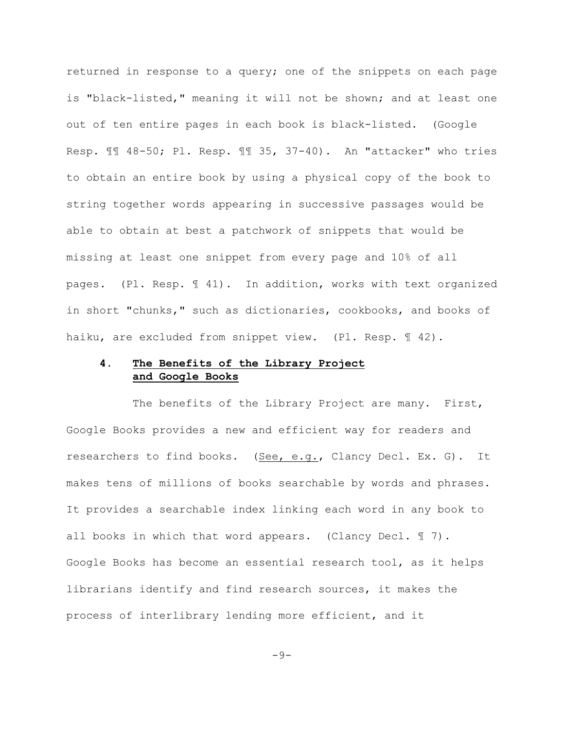returned in response to a query; one of the snippets on each page is "black-listed," meaning it will not be shown; and at least one out of ten entire pages in each book is black-listed. (Google Resp. ¶¶ 48-50; Pl. Resp. ¶¶ 35, 37-40). An "attacker" who tries to obtain an entire book by using a physical copy of the book to string together words appearing in successive passages would be able to obtain at best a patchwork of snippets that would be missing at least one snippet from every page and 10% of all pages. (Pl. Resp. ¶ 41). In addition, works with text organized in short "chunks," such as dictionaries, cookbooks, and books of haiku, are excluded from snippet view. (Pl. Resp. ¶ 42).

### 4. **The Benefits of the Library Project and Google Books**

The benefits of the Library Project are many. First, Google Books provides a new and efficient way for readers and researchers to find books. (See, e.g., Clancy Decl. Ex. G). It makes tens of millions of books searchable by words and phrases. It provides a searchable index linking each word in any book to all books in which that word appears. (Clancy Decl. ¶ 7). Google Books has become an essential research tool, as it helps librarians identify and find research sources, it makes the process of interlibrary lending more efficient, and it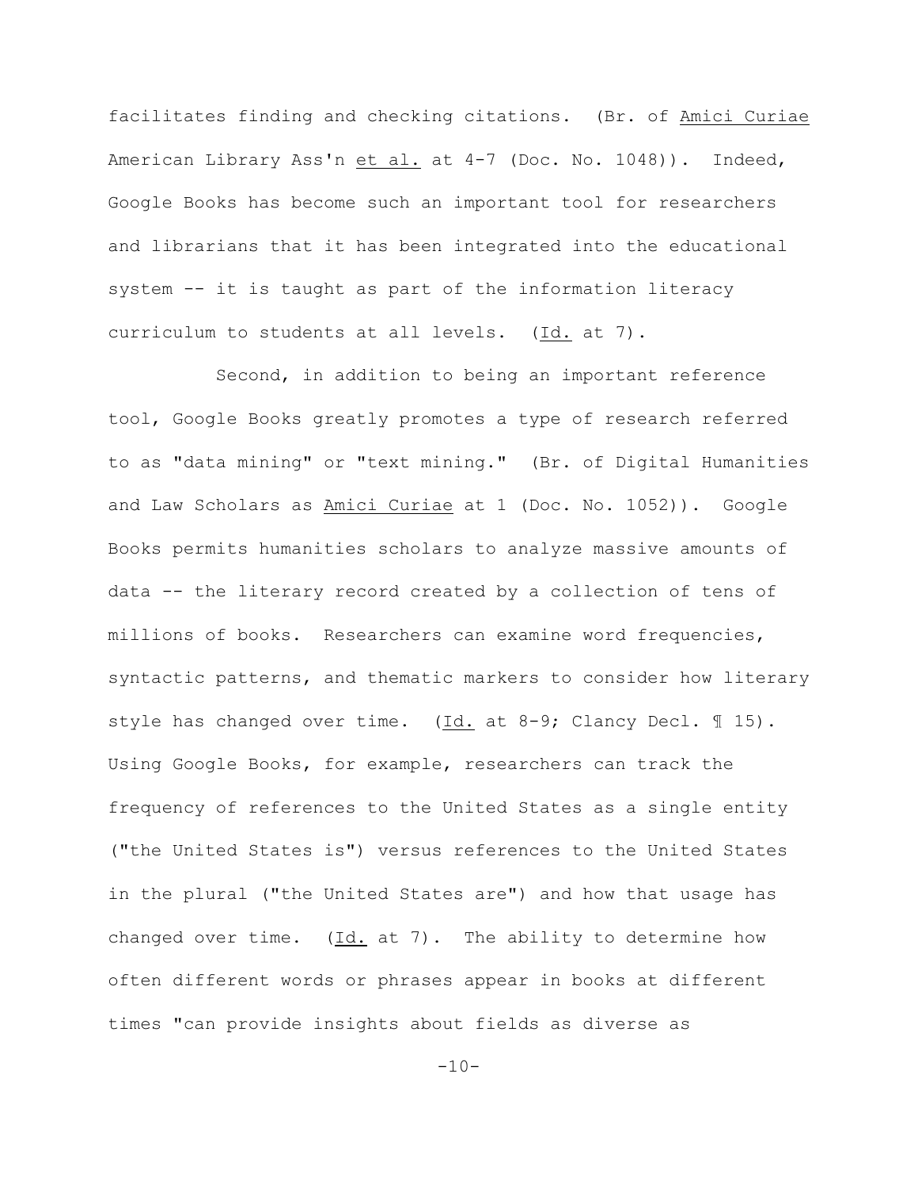facilitates finding and checking citations. (Br. of Amici Curiae American Library Ass'n et al. at 4-7 (Doc. No. 1048)). Indeed, Google Books has become such an important tool for researchers and librarians that it has been integrated into the educational system -- it is taught as part of the information literacy curriculum to students at all levels. (Id. at 7).

Second, in addition to being an important reference tool, Google Books greatly promotes a type of research referred to as "data mining" or "text mining." (Br. of Digital Humanities and Law Scholars as Amici Curiae at 1 (Doc. No. 1052)). Google Books permits humanities scholars to analyze massive amounts of data -- the literary record created by a collection of tens of millions of books. Researchers can examine word frequencies, syntactic patterns, and thematic markers to consider how literary style has changed over time. (Id. at 8-9; Clancy Decl. ¶ 15). Using Google Books, for example, researchers can track the frequency of references to the United States as a single entity ("the United States is") versus references to the United States in the plural ("the United States are") and how that usage has changed over time. (Id. at 7). The ability to determine how often different words or phrases appear in books at different times "can provide insights about fields as diverse as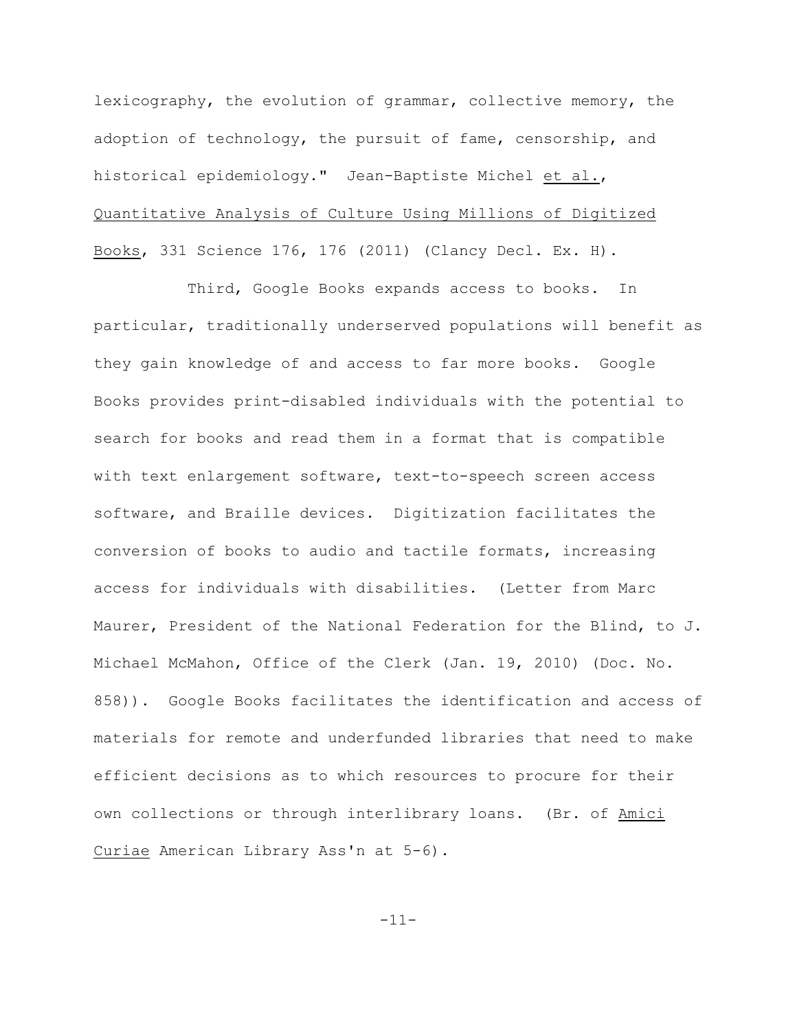lexicography, the evolution of grammar, collective memory, the adoption of technology, the pursuit of fame, censorship, and historical epidemiology." Jean-Baptiste Michel et al., Quantitative Analysis of Culture Using Millions of Digitized Books, 331 Science 176, 176 (2011) (Clancy Decl. Ex. H).

Third, Google Books expands access to books. In particular, traditionally underserved populations will benefit as they gain knowledge of and access to far more books. Google Books provides print-disabled individuals with the potential to search for books and read them in a format that is compatible with text enlargement software, text-to-speech screen access software, and Braille devices. Digitization facilitates the conversion of books to audio and tactile formats, increasing access for individuals with disabilities. (Letter from Marc Maurer, President of the National Federation for the Blind, to J. Michael McMahon, Office of the Clerk (Jan. 19, 2010) (Doc. No. 858)). Google Books facilitates the identification and access of materials for remote and underfunded libraries that need to make efficient decisions as to which resources to procure for their own collections or through interlibrary loans. (Br. of Amici Curiae American Library Ass'n at 5-6).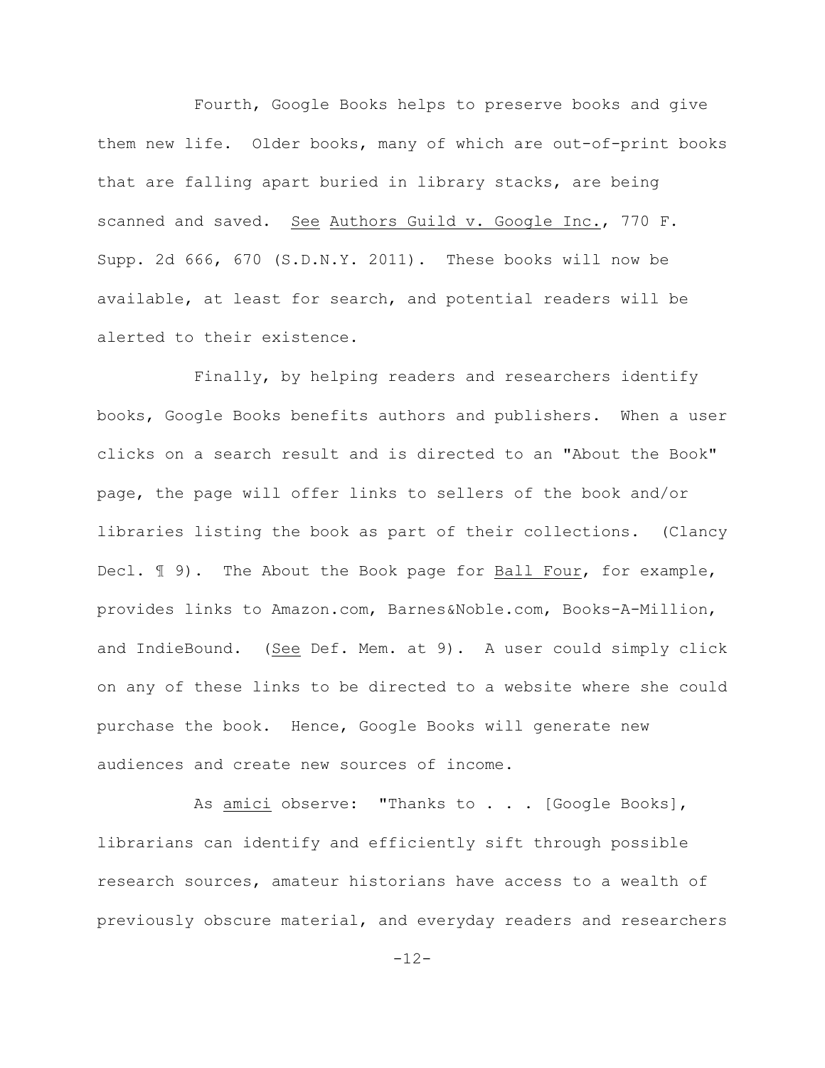Fourth, Google Books helps to preserve books and give them new life. Older books, many of which are out-of-print books that are falling apart buried in library stacks, are being scanned and saved. See Authors Guild v. Google Inc., 770 F. Supp. 2d 666, 670 (S.D.N.Y. 2011). These books will now be available, at least for search, and potential readers will be alerted to their existence.

Finally, by helping readers and researchers identify books, Google Books benefits authors and publishers. When a user clicks on a search result and is directed to an "About the Book" page, the page will offer links to sellers of the book and/or libraries listing the book as part of their collections. (Clancy Decl. ¶ 9). The About the Book page for Ball Four, for example, provides links to Amazon.com, Barnes&Noble.com, Books-A-Million, and IndieBound. (See Def. Mem. at 9). A user could simply click on any of these links to be directed to a website where she could purchase the book. Hence, Google Books will generate new audiences and create new sources of income.

As *amici* observe: "Thanks to . . . [Google Books], librarians can identify and efficiently sift through possible research sources, amateur historians have access to a wealth of previously obscure material, and everyday readers and researchers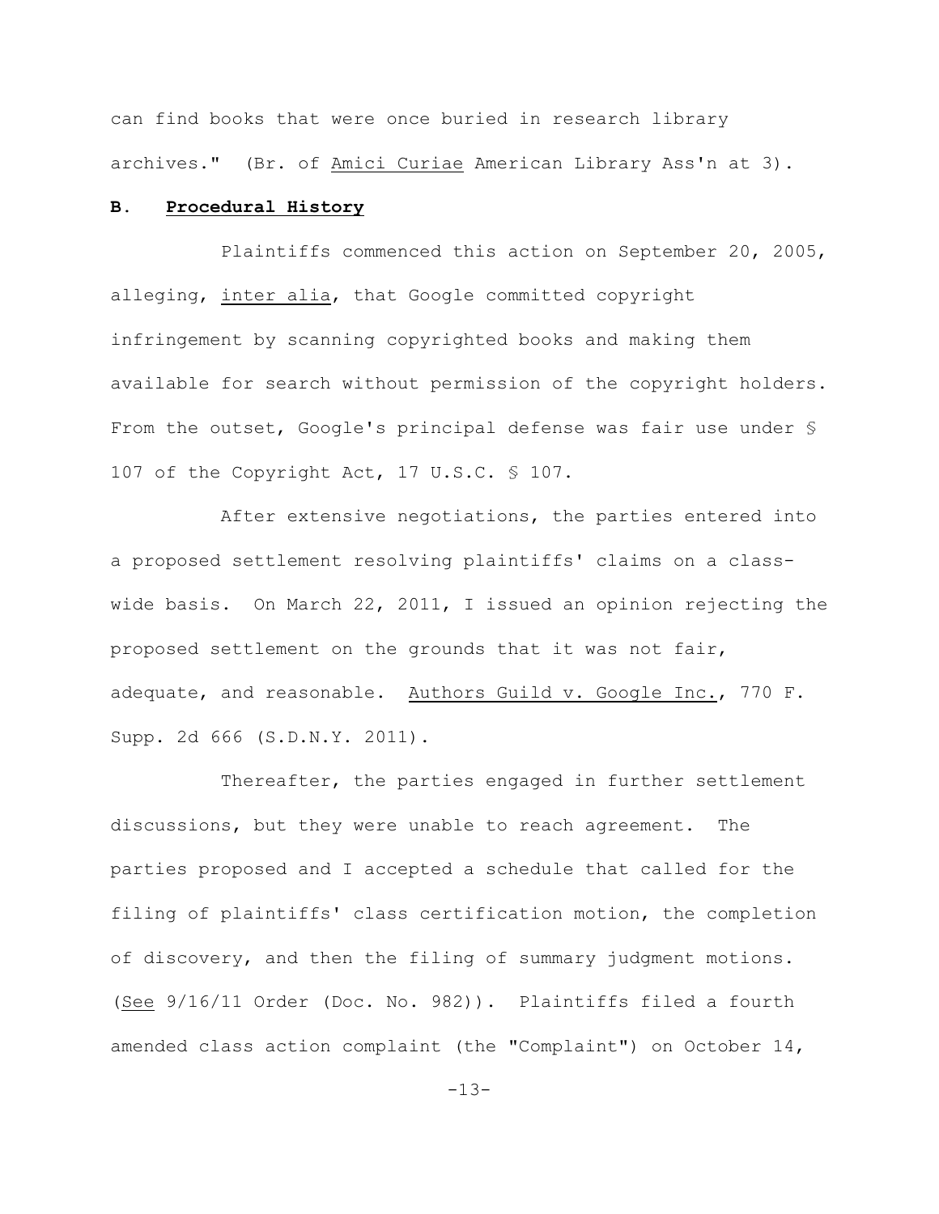can find books that were once buried in research library archives." (Br. of Amici Curiae American Library Ass'n at 3).

### B. Procedural History

Plaintiffs commenced this action on September 20, 2005, alleging, inter alia, that Google committed copyright infringement by scanning copyrighted books and making them available for search without permission of the copyright holders. From the outset, Google's principal defense was fair use under § 107 of the Copyright Act, 17 U.S.C. § 107.

After extensive negotiations, the parties entered into a proposed settlement resolving plaintiffs' claims on a class-wide basis. On March 22, 2011, I issued an opinion rejecting the proposed settlement on the grounds that it was not fair, adequate, and reasonable. Authors Guild v. Google Inc., 770 F. Supp. 2d 666 (S.D.N.Y. 2011).

Thereafter, the parties engaged in further settlement discussions, but they were unable to reach agreement. The parties proposed and I accepted a schedule that called for the filing of plaintiffs' class certification motion, the completion of discovery, and then the filing of summary judgment motions. (See 9/16/11 Order (Doc. No. 982)). Plaintiffs filed a fourth amended class action complaint (the "Complaint") on October 14,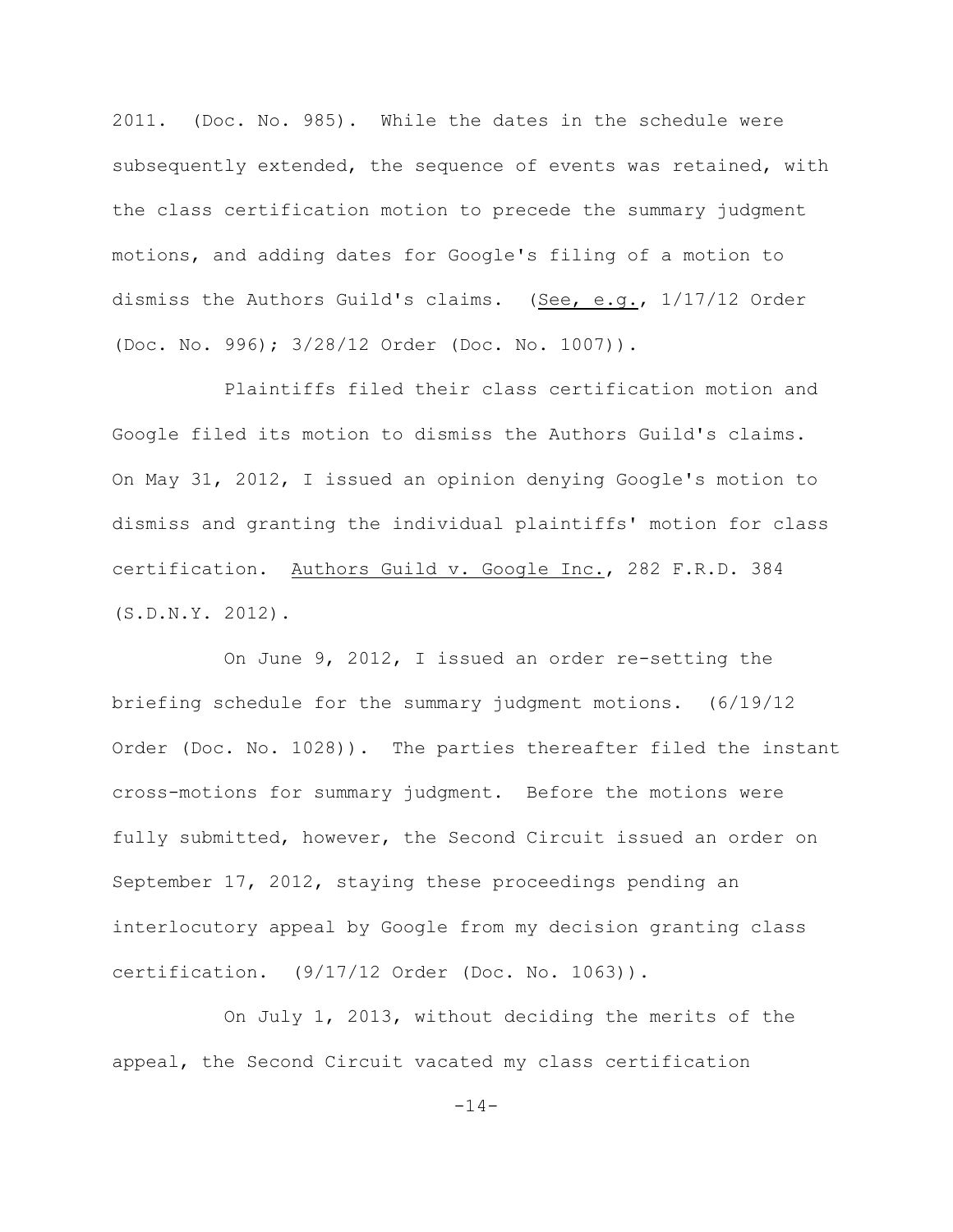2011. (Doc. No. 985). While the dates in the schedule were subsequently extended, the sequence of events was retained, with the class certification motion to precede the summary judgment motions, and adding dates for Google's filing of a motion to dismiss the Authors Guild's claims. (See, e.g., 1/17/12 Order (Doc. No. 996); 3/28/12 Order (Doc. No. 1007)).

Plaintiffs filed their class certification motion and Google filed its motion to dismiss the Authors Guild's claims. On May 31, 2012, I issued an opinion denying Google's motion to dismiss and granting the individual plaintiffs' motion for class certification. Authors Guild v. Google Inc., 282 F.R.D. 384 (S.D.N.Y. 2012).

On June 9, 2012, I issued an order re-setting the briefing schedule for the summary judgment motions. (6/19/12 Order (Doc. No. 1028)). The parties thereafter filed the instant cross-motions for summary judgment. Before the motions were fully submitted, however, the Second Circuit issued an order on September 17, 2012, staying these proceedings pending an interlocutory appeal by Google from my decision granting class certification. (9/17/12 Order (Doc. No. 1063)).

On July 1, 2013, without deciding the merits of the appeal, the Second Circuit vacated my class certification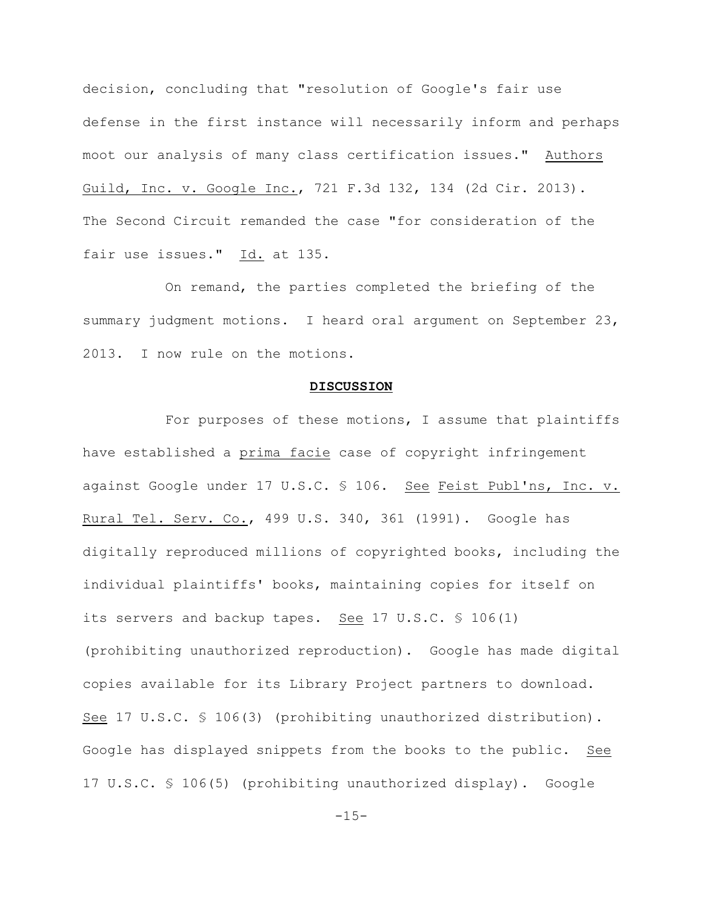decision, concluding that "resolution of Google's fair use defense in the first instance will necessarily inform and perhaps moot our analysis of many class certification issues." Authors Guild, Inc. v. Google Inc., 721 F.3d 132, 134 (2d Cir. 2013). The Second Circuit remanded the case "for consideration of the fair use issues." Id. at 135.

On remand, the parties completed the briefing of the summary judgment motions. I heard oral argument on September 23, 2013. I now rule on the motions.

## DISCUSSION

For purposes of these motions, I assume that plaintiffs have established a prima facie case of copyright infringement against Google under 17 U.S.C. § 106. See Feist Publ'ns, Inc. v. Rural Tel. Serv. Co., 499 U.S. 340, 361 (1991). Google has digitally reproduced millions of copyrighted books, including the individual plaintiffs' books, maintaining copies for itself on its servers and backup tapes. See 17 U.S.C. § 106(1) (prohibiting unauthorized reproduction). Google has made digital copies available for its Library Project partners to download. See 17 U.S.C. § 106(3) (prohibiting unauthorized distribution). Google has displayed snippets from the books to the public. See 17 U.S.C. § 106(5) (prohibiting unauthorized display). Google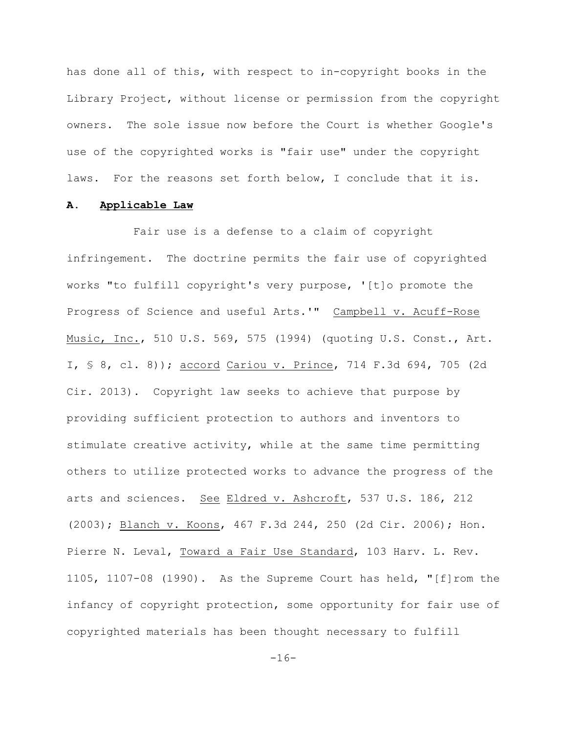has done all of this, with respect to in-copyright books in the Library Project, without license or permission from the copyright owners. The sole issue now before the Court is whether Google's use of the copyrighted works is "fair use" under the copyright laws. For the reasons set forth below, I conclude that it is.

### A. Applicable Law

Fair use is a defense to a claim of copyright infringement. The doctrine permits the fair use of copyrighted works "to fulfill copyright's very purpose, '[t]o promote the Progress of Science and useful Arts.'" Campbell v. Acuff-Rose Music, Inc., 510 U.S. 569, 575 (1994) (quoting U.S. Const., Art. I, § 8, cl. 8)); accord Cariou v. Prince, 714 F.3d 694, 705 (2d Cir. 2013). Copyright law seeks to achieve that purpose by providing sufficient protection to authors and inventors to stimulate creative activity, while at the same time permitting others to utilize protected works to advance the progress of the arts and sciences. See Eldred v. Ashcroft, 537 U.S. 186, 212 (2003); Blanch v. Koons, 467 F.3d 244, 250 (2d Cir. 2006); Hon. Pierre N. Leval, Toward a Fair Use Standard, 103 Harv. L. Rev. 1105, 1107-08 (1990). As the Supreme Court has held, "[f]rom the infancy of copyright protection, some opportunity for fair use of copyrighted materials has been thought necessary to fulfill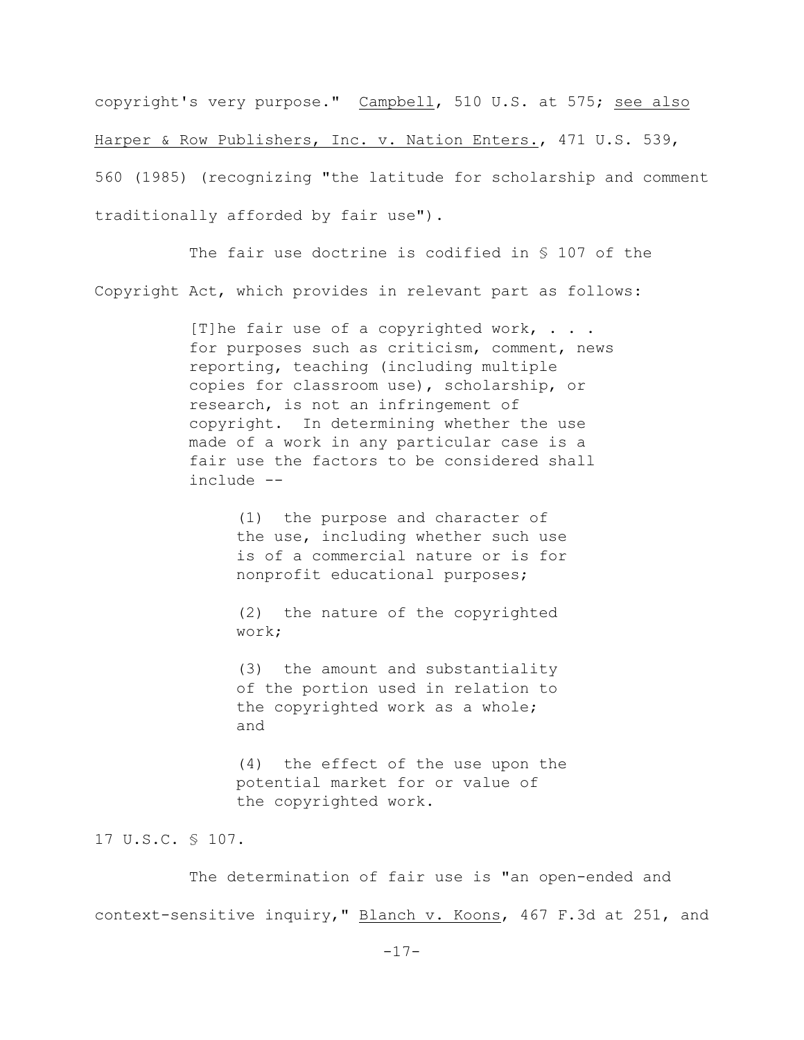copyright's very purpose." Campbell, 510 U.S. at 575; see also Harper & Row Publishers, Inc. v. Nation Enters., 471 U.S. 539, 560 (1985) (recognizing "the latitude for scholarship and comment traditionally afforded by fair use").

The fair use doctrine is codified in § 107 of the Copyright Act, which provides in relevant part as follows:

> [T]he fair use of a copyrighted work, . . . for purposes such as criticism, comment, news reporting, teaching (including multiple copies for classroom use), scholarship, or research, is not an infringement of copyright. In determining whether the use made of a work in any particular case is a fair use the factors to be considered shall include --
>
> > (1) the purpose and character of the use, including whether such use is of a commercial nature or is for nonprofit educational purposes;
> >
> > (2) the nature of the copyrighted work;
> >
> > (3) the amount and substantiality of the portion used in relation to the copyrighted work as a whole; and
> >
> > (4) the effect of the use upon the potential market for or value of the copyrighted work.

17 U.S.C. § 107.

The determination of fair use is "an open-ended and context-sensitive inquiry," Blanch v. Koons, 467 F.3d at 251, and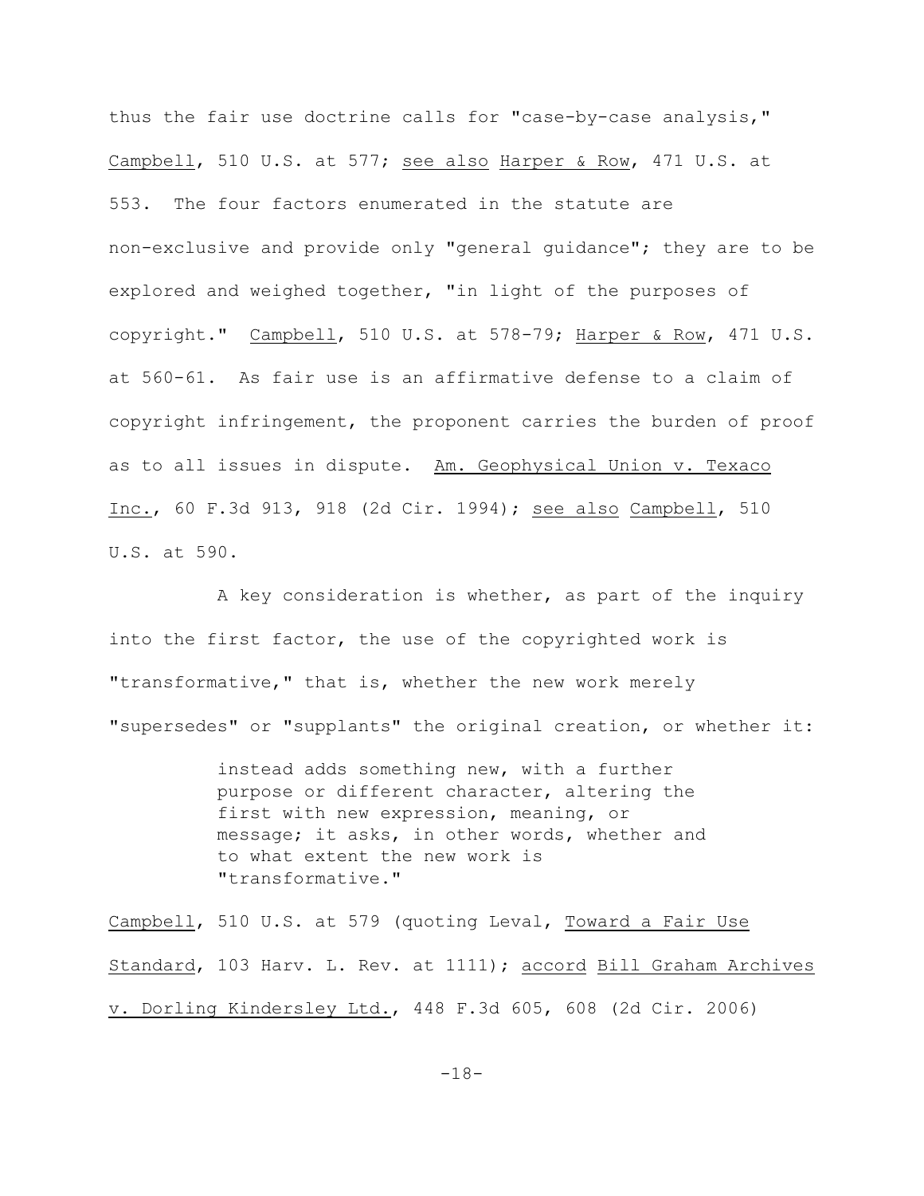thus the fair use doctrine calls for "case-by-case analysis," Campbell, 510 U.S. at 577; see also Harper & Row, 471 U.S. at 553. The four factors enumerated in the statute are non-exclusive and provide only "general guidance"; they are to be explored and weighed together, "in light of the purposes of copyright." Campbell, 510 U.S. at 578-79; Harper & Row, 471 U.S. at 560-61. As fair use is an affirmative defense to a claim of copyright infringement, the proponent carries the burden of proof as to all issues in dispute. Am. Geophysical Union v. Texaco Inc., 60 F.3d 913, 918 (2d Cir. 1994); see also Campbell, 510 U.S. at 590.

A key consideration is whether, as part of the inquiry into the first factor, the use of the copyrighted work is "transformative," that is, whether the new work merely "supersedes" or "supplants" the original creation, or whether it:

> instead adds something new, with a further purpose or different character, altering the first with new expression, meaning, or message; it asks, in other words, whether and to what extent the new work is "transformative."

Campbell, 510 U.S. at 579 (quoting Leval, Toward a Fair Use Standard, 103 Harv. L. Rev. at 1111); accord Bill Graham Archives v. Dorling Kindersley Ltd., 448 F.3d 605, 608 (2d Cir. 2006)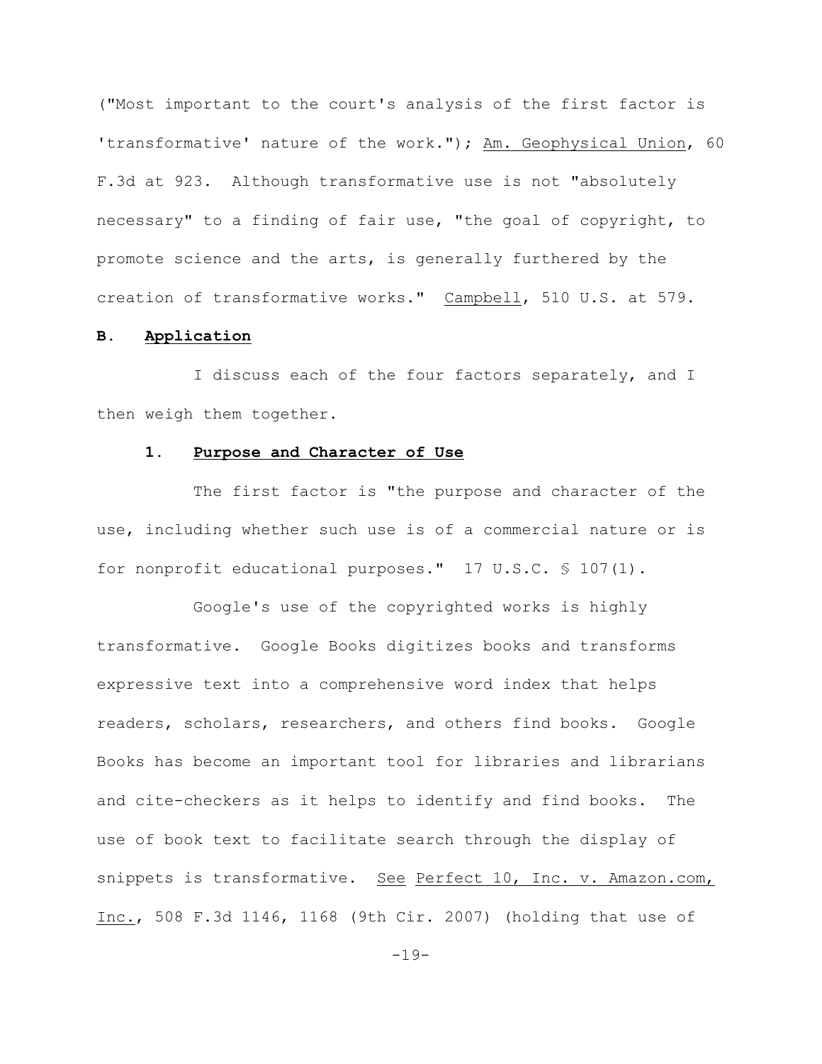("Most important to the court's analysis of the first factor is 'transformative' nature of the work."); Am. Geophysical Union, 60 F.3d at 923. Although transformative use is not "absolutely necessary" to a finding of fair use, "the goal of copyright, to promote science and the arts, is generally furthered by the creation of transformative works." Campbell, 510 U.S. at 579.

### B. Application

I discuss each of the four factors separately, and I then weigh them together.

#### 1. Purpose and Character of Use

The first factor is "the purpose and character of the use, including whether such use is of a commercial nature or is for nonprofit educational purposes." 17 U.S.C. § 107(1).

Google's use of the copyrighted works is highly transformative. Google Books digitizes books and transforms expressive text into a comprehensive word index that helps readers, scholars, researchers, and others find books. Google Books has become an important tool for libraries and librarians and cite-checkers as it helps to identify and find books. The use of book text to facilitate search through the display of snippets is transformative. See Perfect 10, Inc. v. Amazon.com, Inc., 508 F.3d 1146, 1168 (9th Cir. 2007) (holding that use of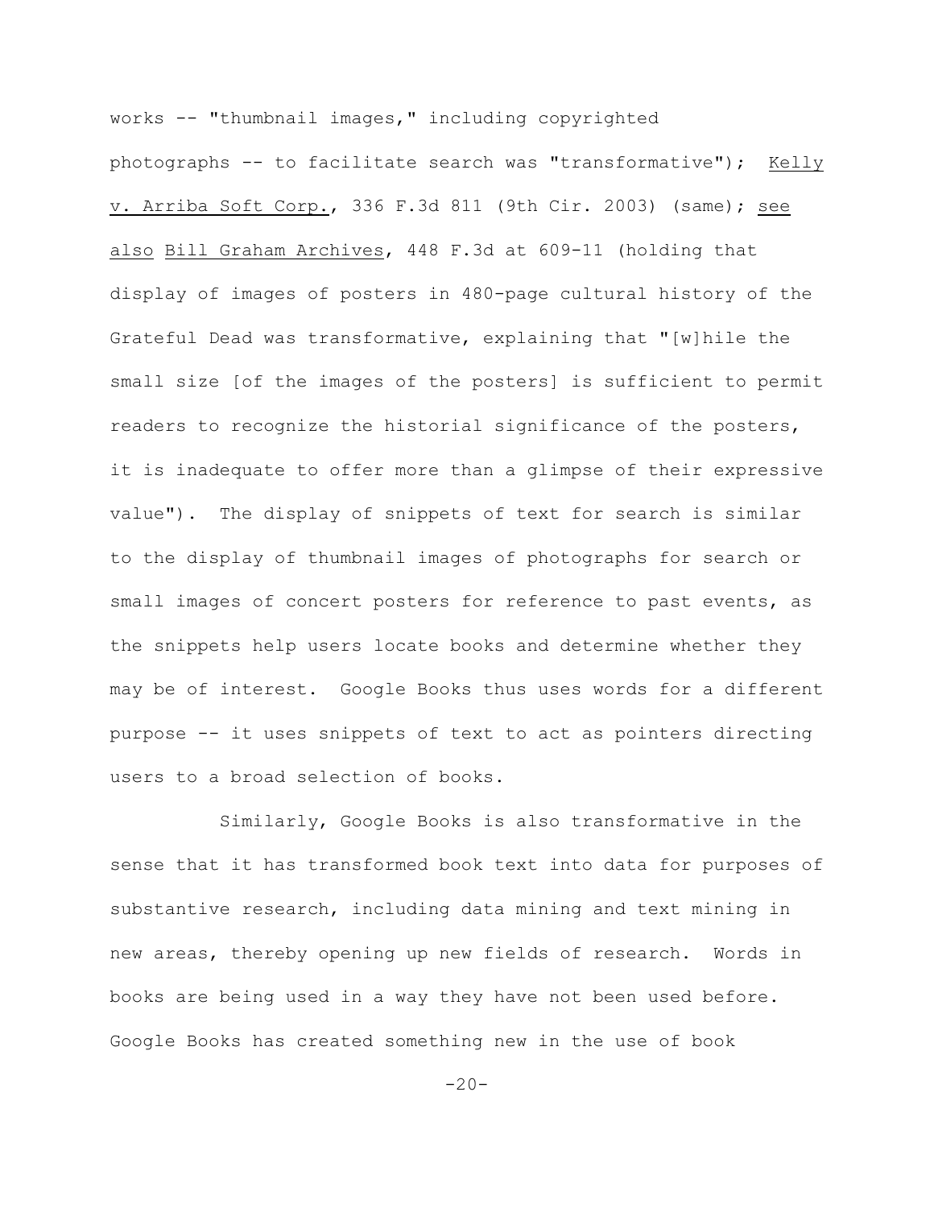works -- "thumbnail images," including copyrighted photographs -- to facilitate search was "transformative"); Kelly v. Arriba Soft Corp., 336 F.3d 811 (9th Cir. 2003) (same); see also Bill Graham Archives, 448 F.3d at 609-11 (holding that display of images of posters in 480-page cultural history of the Grateful Dead was transformative, explaining that "[w]hile the small size [of the images of the posters] is sufficient to permit readers to recognize the historial significance of the posters, it is inadequate to offer more than a glimpse of their expressive value"). The display of snippets of text for search is similar to the display of thumbnail images of photographs for search or small images of concert posters for reference to past events, as the snippets help users locate books and determine whether they may be of interest. Google Books thus uses words for a different purpose -- it uses snippets of text to act as pointers directing users to a broad selection of books.

Similarly, Google Books is also transformative in the sense that it has transformed book text into data for purposes of substantive research, including data mining and text mining in new areas, thereby opening up new fields of research. Words in books are being used in a way they have not been used before. Google Books has created something new in the use of book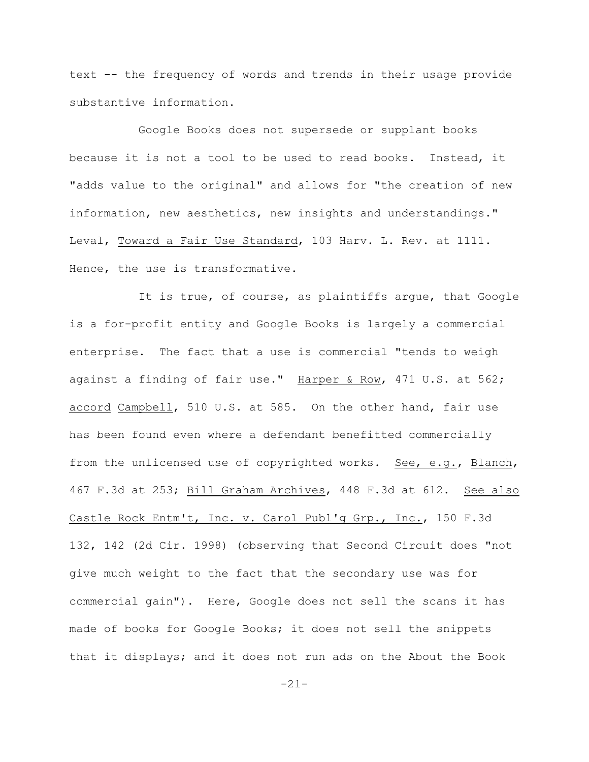text -- the frequency of words and trends in their usage provide substantive information.

Google Books does not supersede or supplant books because it is not a tool to be used to read books. Instead, it "adds value to the original" and allows for "the creation of new information, new aesthetics, new insights and understandings." Leval, Toward a Fair Use Standard, 103 Harv. L. Rev. at 1111. Hence, the use is transformative.

It is true, of course, as plaintiffs argue, that Google is a for-profit entity and Google Books is largely a commercial enterprise. The fact that a use is commercial "tends to weigh against a finding of fair use." Harper & Row, 471 U.S. at 562; accord Campbell, 510 U.S. at 585. On the other hand, fair use has been found even where a defendant benefitted commercially from the unlicensed use of copyrighted works. See, e.g., Blanch, 467 F.3d at 253; Bill Graham Archives, 448 F.3d at 612. See also Castle Rock Entm't, Inc. v. Carol Publ'g Grp., Inc., 150 F.3d 132, 142 (2d Cir. 1998) (observing that Second Circuit does "not give much weight to the fact that the secondary use was for commercial gain"). Here, Google does not sell the scans it has made of books for Google Books; it does not sell the snippets that it displays; and it does not run ads on the About the Book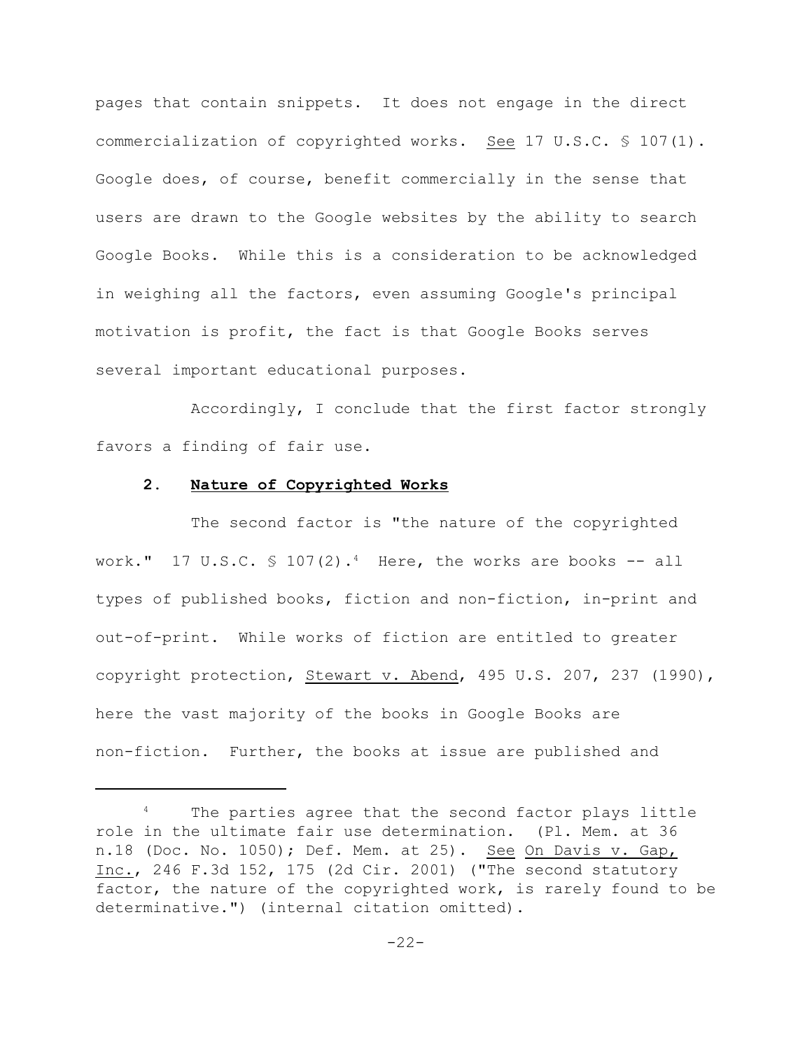pages that contain snippets. It does not engage in the direct commercialization of copyrighted works. See 17 U.S.C. § 107(1). Google does, of course, benefit commercially in the sense that users are drawn to the Google websites by the ability to search Google Books. While this is a consideration to be acknowledged in weighing all the factors, even assuming Google's principal motivation is profit, the fact is that Google Books serves several important educational purposes.

Accordingly, I conclude that the first factor strongly favors a finding of fair use.

### 2. Nature of Copyrighted Works

The second factor is "the nature of the copyrighted work." 17 U.S.C. § 107(2).[4] Here, the works are books -- all types of published books, fiction and non-fiction, in-print and out-of-print. While works of fiction are entitled to greater copyright protection, Stewart v. Abend, 495 U.S. 207, 237 (1990), here the vast majority of the books in Google Books are non-fiction. Further, the books at issue are published and

---

[4] The parties agree that the second factor plays little role in the ultimate fair use determination. (Pl. Mem. at 36 n.18 (Doc. No. 1050); Def. Mem. at 25). See On Davis v. Gap, Inc., 246 F.3d 152, 175 (2d Cir. 2001) ("The second statutory factor, the nature of the copyrighted work, is rarely found to be determinative.") (internal citation omitted).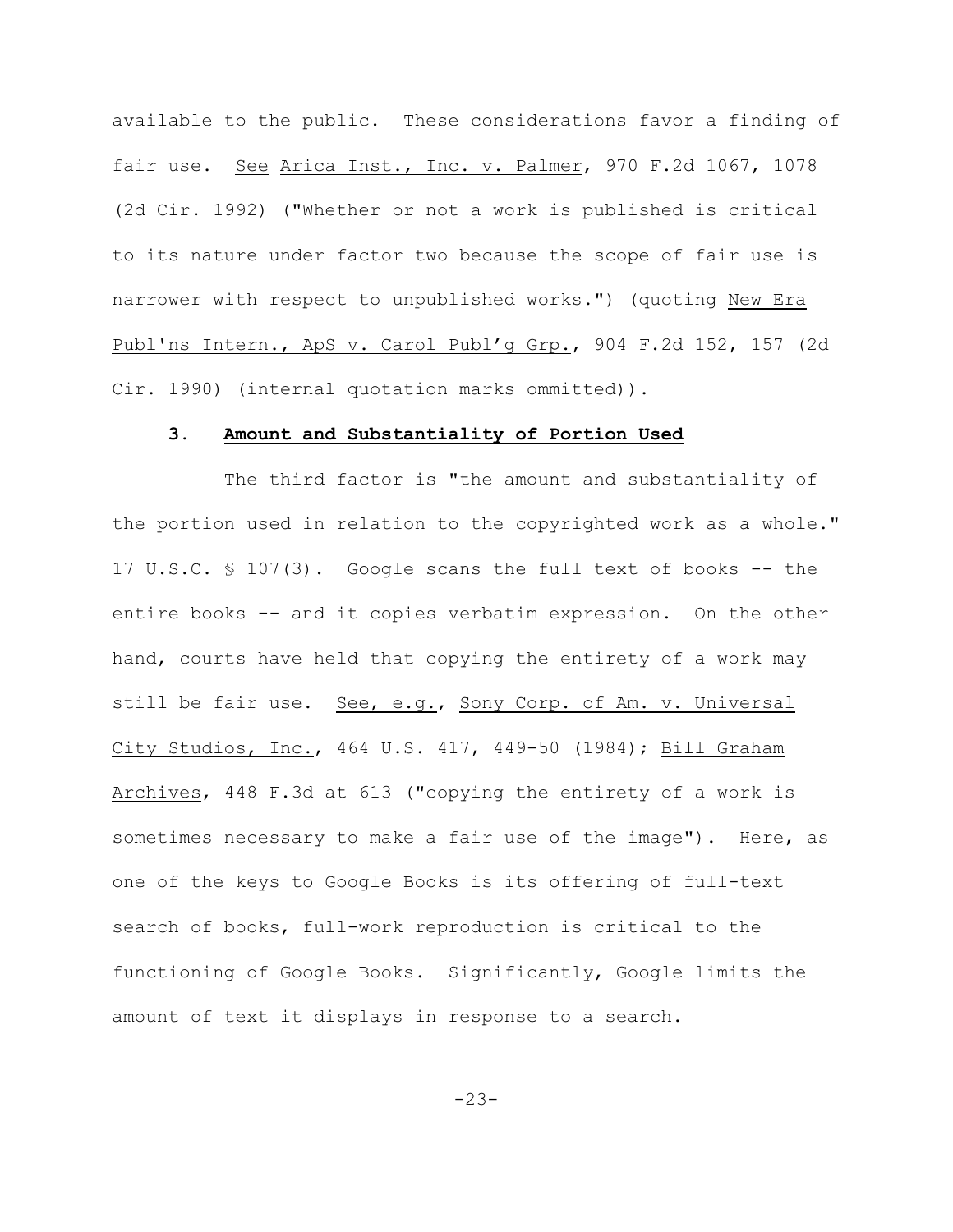available to the public. These considerations favor a finding of fair use. See Arica Inst., Inc. v. Palmer, 970 F.2d 1067, 1078 (2d Cir. 1992) ("Whether or not a work is published is critical to its nature under factor two because the scope of fair use is narrower with respect to unpublished works.") (quoting New Era Publ'ns Intern., ApS v. Carol Publ'g Grp., 904 F.2d 152, 157 (2d Cir. 1990) (internal quotation marks ommitted)).

### 3. Amount and Substantiality of Portion Used

The third factor is "the amount and substantiality of the portion used in relation to the copyrighted work as a whole." 17 U.S.C. § 107(3). Google scans the full text of books -- the entire books -- and it copies verbatim expression. On the other hand, courts have held that copying the entirety of a work may still be fair use. See, e.g., Sony Corp. of Am. v. Universal City Studios, Inc., 464 U.S. 417, 449-50 (1984); Bill Graham Archives, 448 F.3d at 613 ("copying the entirety of a work is sometimes necessary to make a fair use of the image"). Here, as one of the keys to Google Books is its offering of full-text search of books, full-work reproduction is critical to the functioning of Google Books. Significantly, Google limits the amount of text it displays in response to a search.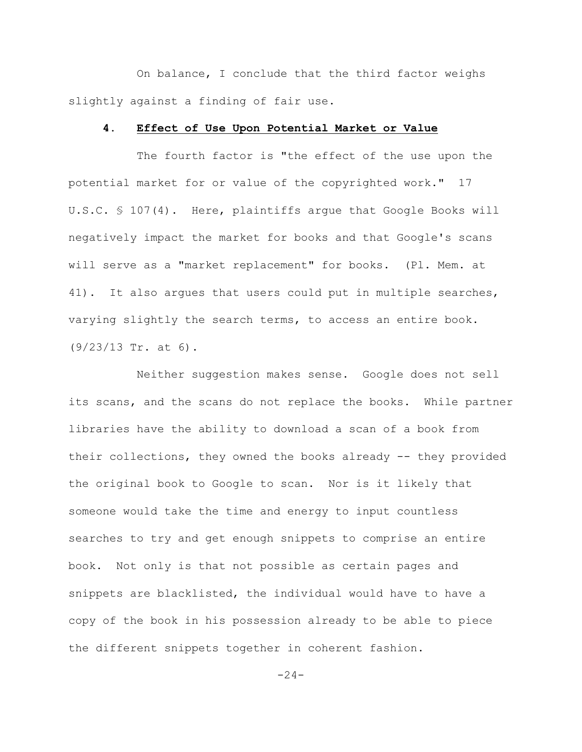On balance, I conclude that the third factor weighs slightly against a finding of fair use.

### 4. Effect of Use Upon Potential Market or Value

The fourth factor is "the effect of the use upon the potential market for or value of the copyrighted work." 17 U.S.C. § 107(4). Here, plaintiffs argue that Google Books will negatively impact the market for books and that Google's scans will serve as a "market replacement" for books. (Pl. Mem. at 41). It also argues that users could put in multiple searches, varying slightly the search terms, to access an entire book. (9/23/13 Tr. at 6).

Neither suggestion makes sense. Google does not sell its scans, and the scans do not replace the books. While partner libraries have the ability to download a scan of a book from their collections, they owned the books already -- they provided the original book to Google to scan. Nor is it likely that someone would take the time and energy to input countless searches to try and get enough snippets to comprise an entire book. Not only is that not possible as certain pages and snippets are blacklisted, the individual would have to have a copy of the book in his possession already to be able to piece the different snippets together in coherent fashion.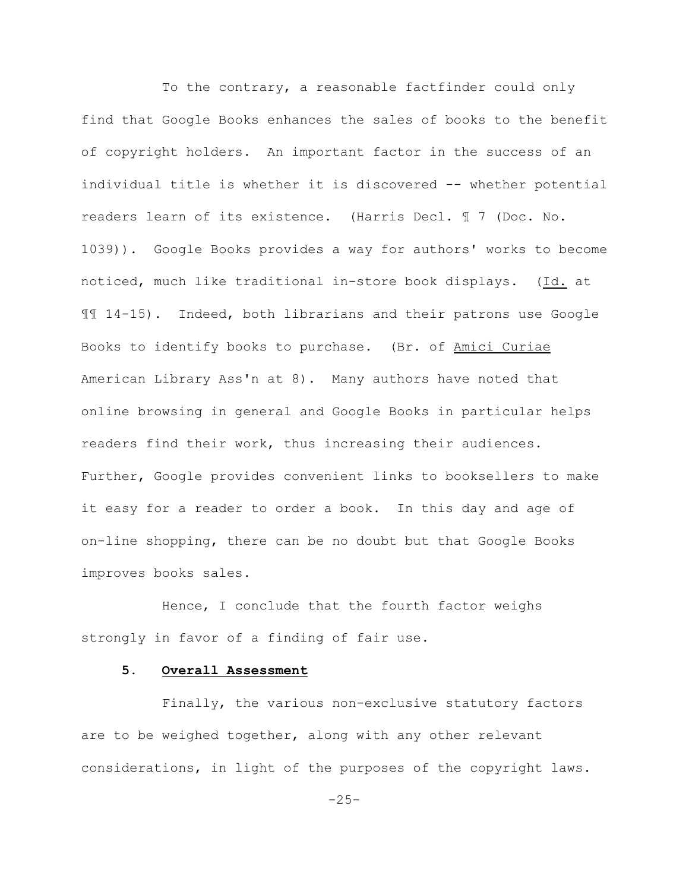To the contrary, a reasonable factfinder could only find that Google Books enhances the sales of books to the benefit of copyright holders. An important factor in the success of an individual title is whether it is discovered -- whether potential readers learn of its existence. (Harris Decl. ¶ 7 (Doc. No. 1039)). Google Books provides a way for authors' works to become noticed, much like traditional in-store book displays. (Id. at ¶¶ 14-15). Indeed, both librarians and their patrons use Google Books to identify books to purchase. (Br. of Amici Curiae American Library Ass'n at 8). Many authors have noted that online browsing in general and Google Books in particular helps readers find their work, thus increasing their audiences. Further, Google provides convenient links to booksellers to make it easy for a reader to order a book. In this day and age of on-line shopping, there can be no doubt but that Google Books improves books sales.

Hence, I conclude that the fourth factor weighs strongly in favor of a finding of fair use.

**5. Overall Assessment**

Finally, the various non-exclusive statutory factors are to be weighed together, along with any other relevant considerations, in light of the purposes of the copyright laws.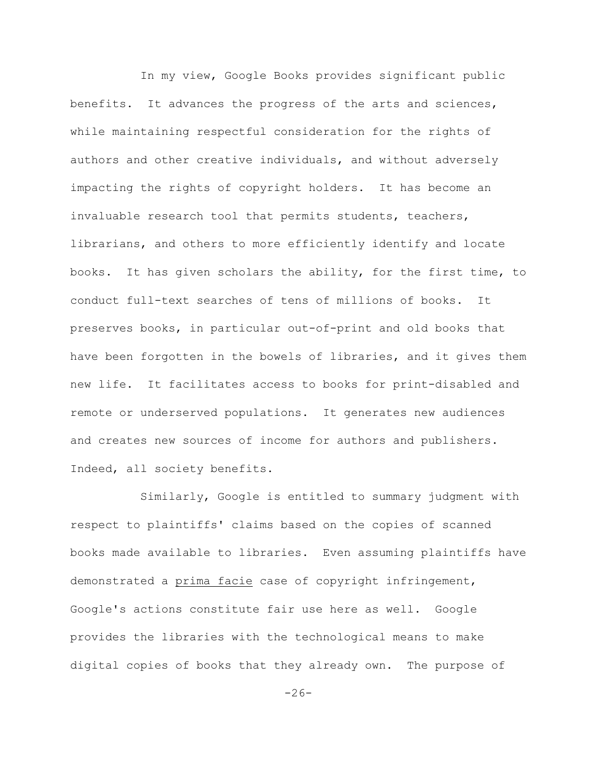In my view, Google Books provides significant public benefits. It advances the progress of the arts and sciences, while maintaining respectful consideration for the rights of authors and other creative individuals, and without adversely impacting the rights of copyright holders. It has become an invaluable research tool that permits students, teachers, librarians, and others to more efficiently identify and locate books. It has given scholars the ability, for the first time, to conduct full-text searches of tens of millions of books. It preserves books, in particular out-of-print and old books that have been forgotten in the bowels of libraries, and it gives them new life. It facilitates access to books for print-disabled and remote or underserved populations. It generates new audiences and creates new sources of income for authors and publishers. Indeed, all society benefits.

Similarly, Google is entitled to summary judgment with respect to plaintiffs' claims based on the copies of scanned books made available to libraries. Even assuming plaintiffs have demonstrated a prima facie case of copyright infringement, Google's actions constitute fair use here as well. Google provides the libraries with the technological means to make digital copies of books that they already own. The purpose of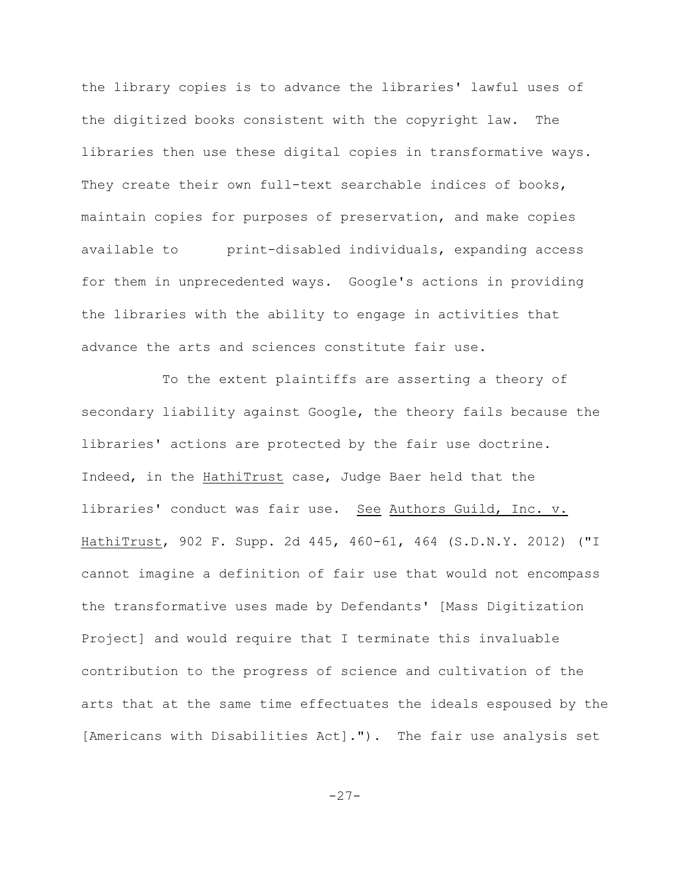the library copies is to advance the libraries' lawful uses of the digitized books consistent with the copyright law. The libraries then use these digital copies in transformative ways. They create their own full-text searchable indices of books, maintain copies for purposes of preservation, and make copies available to print-disabled individuals, expanding access for them in unprecedented ways. Google's actions in providing the libraries with the ability to engage in activities that advance the arts and sciences constitute fair use.

To the extent plaintiffs are asserting a theory of secondary liability against Google, the theory fails because the libraries' actions are protected by the fair use doctrine. Indeed, in the <u>HathiTrust</u> case, Judge Baer held that the libraries' conduct was fair use. <u>See</u> <u>Authors Guild, Inc. v. HathiTrust</u>, 902 F. Supp. 2d 445, 460-61, 464 (S.D.N.Y. 2012) ("I cannot imagine a definition of fair use that would not encompass the transformative uses made by Defendants' [Mass Digitization Project] and would require that I terminate this invaluable contribution to the progress of science and cultivation of the arts that at the same time effectuates the ideals espoused by the [Americans with Disabilities Act]."). The fair use analysis set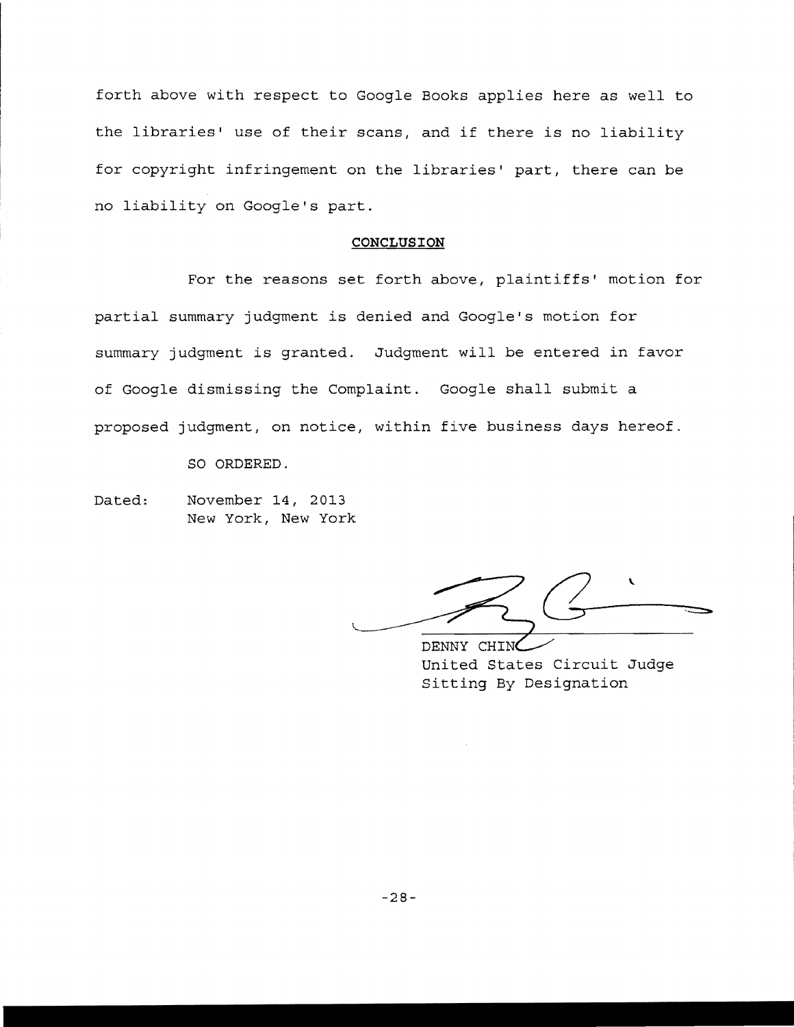forth above with respect to Google Books applies here as well to the libraries' use of their scans, and if there is no liability for copyright infringement on the libraries' part, there can be no liability on Google's part.

## CONCLUSION

For the reasons set forth above, plaintiffs' motion for partial summary judgment is denied and Google's motion for summary judgment is granted. Judgment will be entered in favor of Google dismissing the Complaint. Google shall submit a proposed judgment, on notice, within five business days hereof.

SO ORDERED.

Dated: November 14, 2013
New York, New York

DENNY CHIN
United States Circuit Judge
Sitting By Designation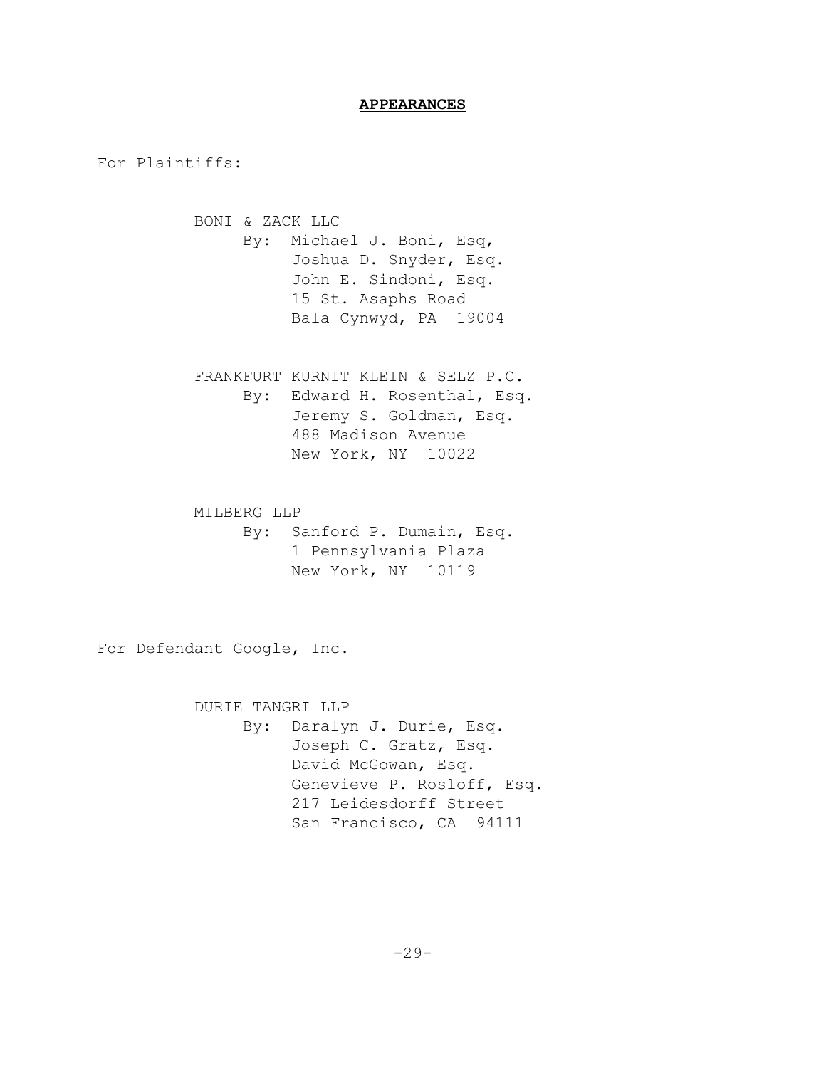**APPEARANCES**

For Plaintiffs:

BONI & ZACK LLC
By: Michael J. Boni, Esq,
Joshua D. Snyder, Esq.
John E. Sindoni, Esq.
15 St. Asaphs Road
Bala Cynwyd, PA 19004

FRANKFURT KURNIT KLEIN & SELZ P.C.
By: Edward H. Rosenthal, Esq.
Jeremy S. Goldman, Esq.
488 Madison Avenue
New York, NY 10022

MILBERG LLP
By: Sanford P. Dumain, Esq.
1 Pennsylvania Plaza
New York, NY 10119

For Defendant Google, Inc.

DURIE TANGRI LLP
By: Daralyn J. Durie, Esq.
Joseph C. Gratz, Esq.
David McGowan, Esq.
Genevieve P. Rosloff, Esq.
217 Leidesdorff Street
San Francisco, CA 94111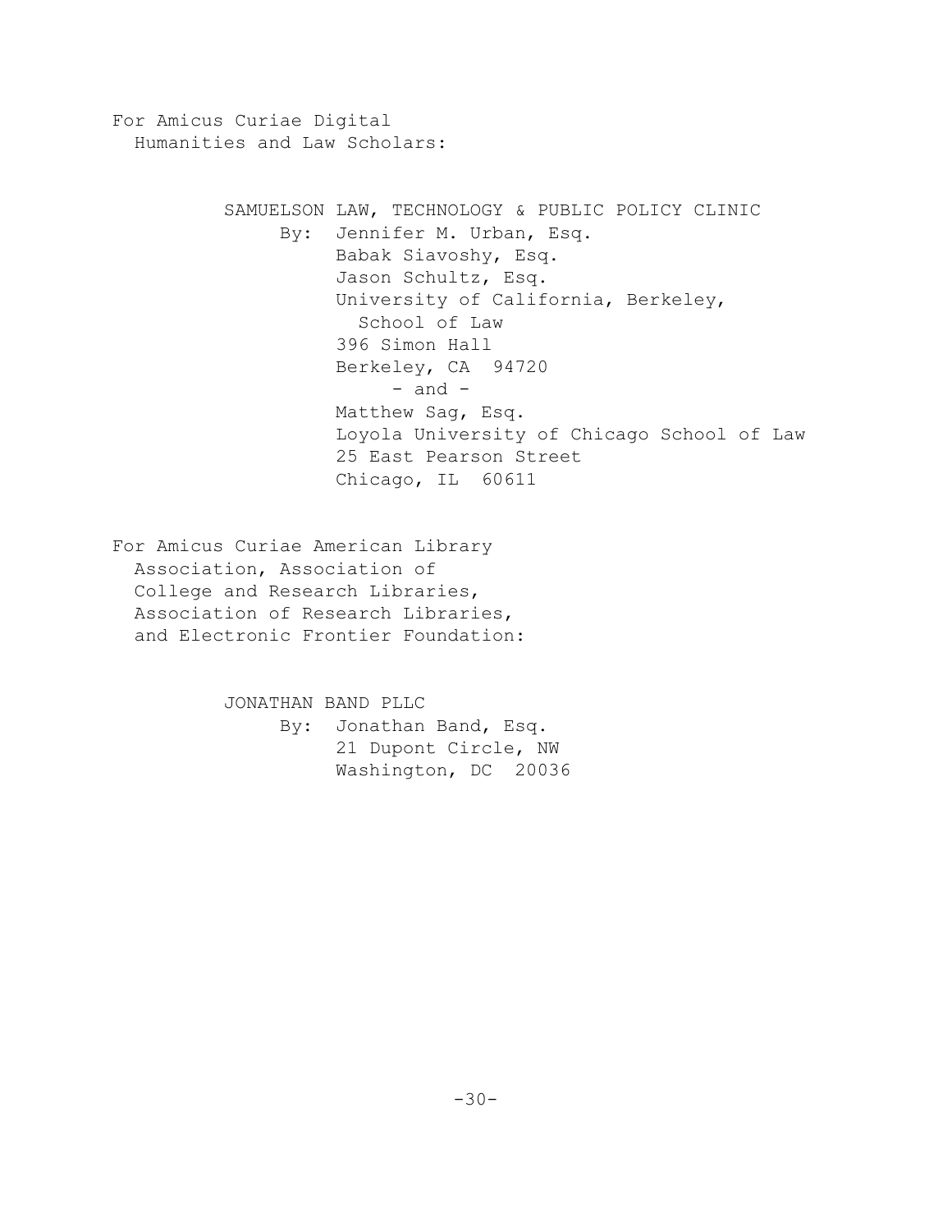For Amicus Curiae Digital Humanities and Law Scholars:

SAMUELSON LAW, TECHNOLOGY & PUBLIC POLICY CLINIC
By: Jennifer M. Urban, Esq.
Babak Siavoshy, Esq.
Jason Schultz, Esq.
University of California, Berkeley, School of Law
396 Simon Hall
Berkeley, CA 94720
- and -
Matthew Sag, Esq.
Loyola University of Chicago School of Law
25 East Pearson Street
Chicago, IL 60611

For Amicus Curiae American Library Association, Association of College and Research Libraries, Association of Research Libraries, and Electronic Frontier Foundation:

JONATHAN BAND PLLC
By: Jonathan Band, Esq.
21 Dupont Circle, NW
Washington, DC 20036